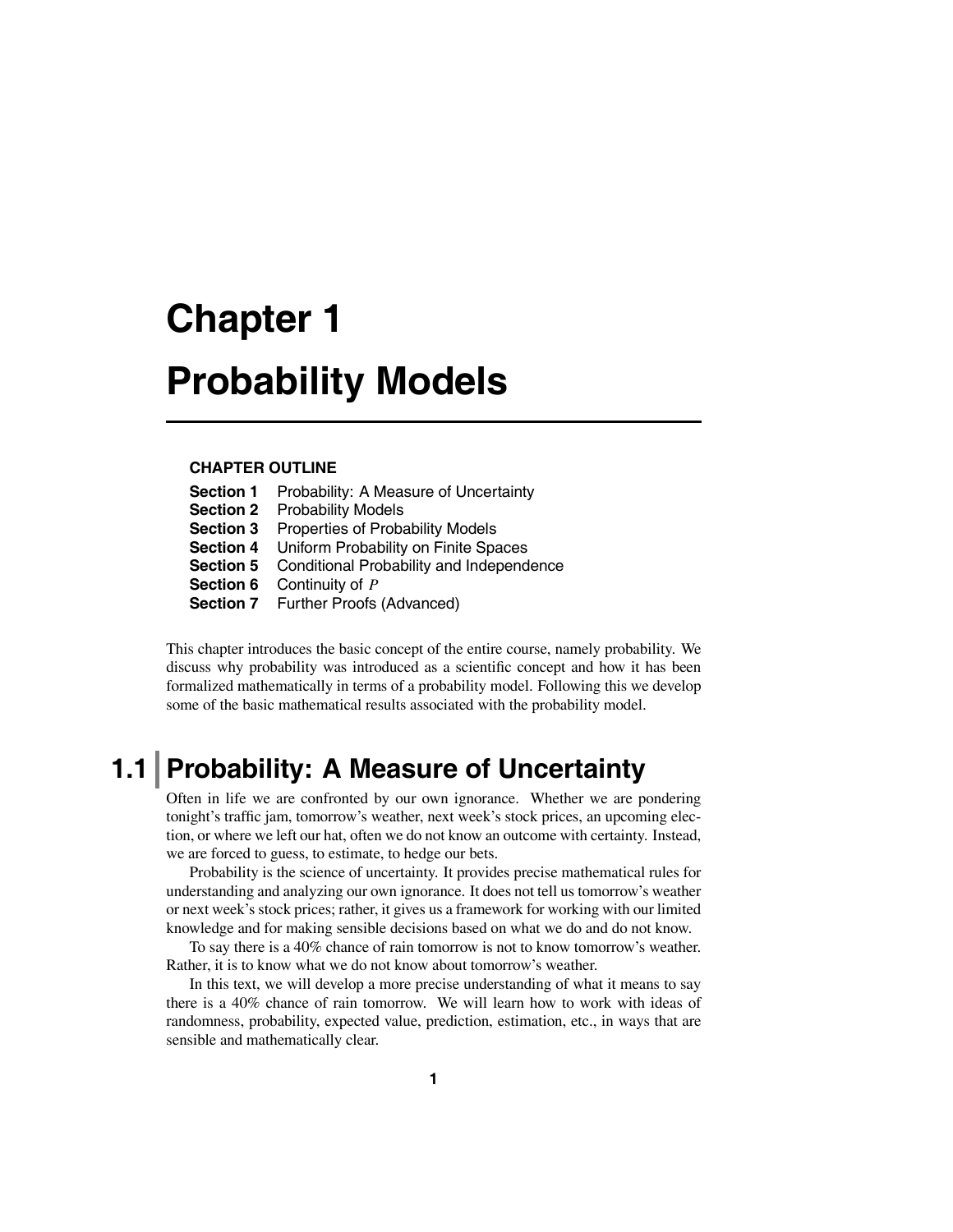# Chapter 1

# Probability Models

**CHAPTER OUTLINE**

**Section 1** Probability: A Measure of Uncertainty
**Section 2** Probability Models
**Section 3** Properties of Probability Models
**Section 4** Uniform Probability on Finite Spaces
**Section 5** Conditional Probability and Independence
**Section 6** Continuity of $P$
**Section 7** Further Proofs (Advanced)

This chapter introduces the basic concept of the entire course, namely probability. We discuss why probability was introduced as a scientific concept and how it has been formalized mathematically in terms of a probability model. Following this we develop some of the basic mathematical results associated with the probability model.

## 1.1 Probability: A Measure of Uncertainty

Often in life we are confronted by our own ignorance. Whether we are pondering tonight's traffic jam, tomorrow's weather, next week's stock prices, an upcoming election, or where we left our hat, often we do not know an outcome with certainty. Instead, we are forced to guess, to estimate, to hedge our bets.

Probability is the science of uncertainty. It provides precise mathematical rules for understanding and analyzing our own ignorance. It does not tell us tomorrow's weather or next week's stock prices; rather, it gives us a framework for working with our limited knowledge and for making sensible decisions based on what we do and do not know.

To say there is a 40% chance of rain tomorrow is not to know tomorrow's weather. Rather, it is to know what we do not know about tomorrow's weather.

In this text, we will develop a more precise understanding of what it means to say there is a 40% chance of rain tomorrow. We will learn how to work with ideas of randomness, probability, expected value, prediction, estimation, etc., in ways that are sensible and mathematically clear.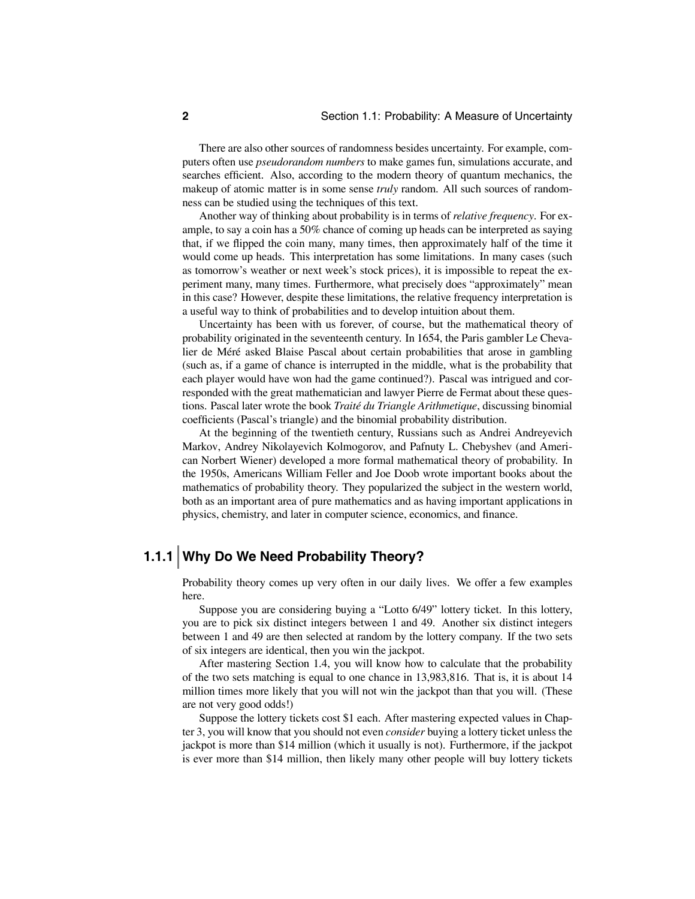There are also other sources of randomness besides uncertainty. For example, computers often use *pseudorandom numbers* to make games fun, simulations accurate, and searches efficient. Also, according to the modern theory of quantum mechanics, the makeup of atomic matter is in some sense *truly* random. All such sources of randomness can be studied using the techniques of this text.

Another way of thinking about probability is in terms of *relative frequency*. For example, to say a coin has a 50% chance of coming up heads can be interpreted as saying that, if we flipped the coin many, many times, then approximately half of the time it would come up heads. This interpretation has some limitations. In many cases (such as tomorrow's weather or next week's stock prices), it is impossible to repeat the experiment many, many times. Furthermore, what precisely does "approximately" mean in this case? However, despite these limitations, the relative frequency interpretation is a useful way to think of probabilities and to develop intuition about them.

Uncertainty has been with us forever, of course, but the mathematical theory of probability originated in the seventeenth century. In 1654, the Paris gambler Le Chevalier de Méré asked Blaise Pascal about certain probabilities that arose in gambling (such as, if a game of chance is interrupted in the middle, what is the probability that each player would have won had the game continued?). Pascal was intrigued and corresponded with the great mathematician and lawyer Pierre de Fermat about these questions. Pascal later wrote the book *Traité du Triangle Arithmetique*, discussing binomial coefficients (Pascal's triangle) and the binomial probability distribution.

At the beginning of the twentieth century, Russians such as Andrei Andreyevich Markov, Andrey Nikolayevich Kolmogorov, and Pafnuty L. Chebyshev (and American Norbert Wiener) developed a more formal mathematical theory of probability. In the 1950s, Americans William Feller and Joe Doob wrote important books about the mathematics of probability theory. They popularized the subject in the western world, both as an important area of pure mathematics and as having important applications in physics, chemistry, and later in computer science, economics, and finance.

### 1.1.1 Why Do We Need Probability Theory?

Probability theory comes up very often in our daily lives. We offer a few examples here.

Suppose you are considering buying a "Lotto 6/49" lottery ticket. In this lottery, you are to pick six distinct integers between 1 and 49. Another six distinct integers between 1 and 49 are then selected at random by the lottery company. If the two sets of six integers are identical, then you win the jackpot.

After mastering Section 1.4, you will know how to calculate that the probability of the two sets matching is equal to one chance in 13,983,816. That is, it is about 14 million times more likely that you will not win the jackpot than that you will. (These are not very good odds!)

Suppose the lottery tickets cost $1 each. After mastering expected values in Chapter 3, you will know that you should not even *consider* buying a lottery ticket unless the jackpot is more than $14 million (which it usually is not). Furthermore, if the jackpot is ever more than $14 million, then likely many other people will buy lottery tickets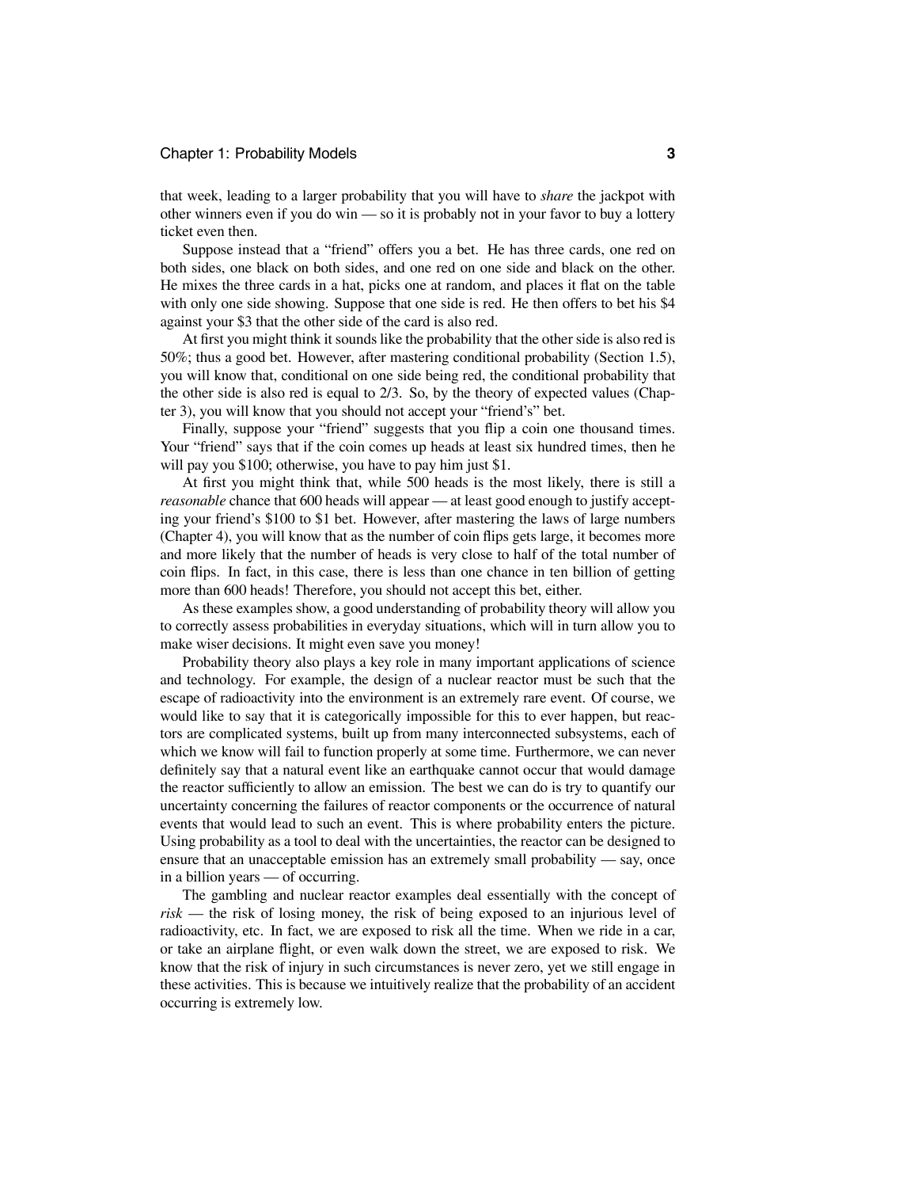that week, leading to a larger probability that you will have to *share* the jackpot with other winners even if you do win — so it is probably not in your favor to buy a lottery ticket even then.

Suppose instead that a "friend" offers you a bet. He has three cards, one red on both sides, one black on both sides, and one red on one side and black on the other. He mixes the three cards in a hat, picks one at random, and places it flat on the table with only one side showing. Suppose that one side is red. He then offers to bet his \$4 against your \$3 that the other side of the card is also red.

At first you might think it sounds like the probability that the other side is also red is 50%; thus a good bet. However, after mastering conditional probability (Section 1.5), you will know that, conditional on one side being red, the conditional probability that the other side is also red is equal to 2/3. So, by the theory of expected values (Chapter 3), you will know that you should not accept your "friend's" bet.

Finally, suppose your "friend" suggests that you flip a coin one thousand times. Your "friend" says that if the coin comes up heads at least six hundred times, then he will pay you \$100; otherwise, you have to pay him just \$1.

At first you might think that, while 500 heads is the most likely, there is still a *reasonable* chance that 600 heads will appear — at least good enough to justify accepting your friend's \$100 to \$1 bet. However, after mastering the laws of large numbers (Chapter 4), you will know that as the number of coin flips gets large, it becomes more and more likely that the number of heads is very close to half of the total number of coin flips. In fact, in this case, there is less than one chance in ten billion of getting more than 600 heads! Therefore, you should not accept this bet, either.

As these examples show, a good understanding of probability theory will allow you to correctly assess probabilities in everyday situations, which will in turn allow you to make wiser decisions. It might even save you money!

Probability theory also plays a key role in many important applications of science and technology. For example, the design of a nuclear reactor must be such that the escape of radioactivity into the environment is an extremely rare event. Of course, we would like to say that it is categorically impossible for this to ever happen, but reactors are complicated systems, built up from many interconnected subsystems, each of which we know will fail to function properly at some time. Furthermore, we can never definitely say that a natural event like an earthquake cannot occur that would damage the reactor sufficiently to allow an emission. The best we can do is try to quantify our uncertainty concerning the failures of reactor components or the occurrence of natural events that would lead to such an event. This is where probability enters the picture. Using probability as a tool to deal with the uncertainties, the reactor can be designed to ensure that an unacceptable emission has an extremely small probability — say, once in a billion years — of occurring.

The gambling and nuclear reactor examples deal essentially with the concept of *risk* — the risk of losing money, the risk of being exposed to an injurious level of radioactivity, etc. In fact, we are exposed to risk all the time. When we ride in a car, or take an airplane flight, or even walk down the street, we are exposed to risk. We know that the risk of injury in such circumstances is never zero, yet we still engage in these activities. This is because we intuitively realize that the probability of an accident occurring is extremely low.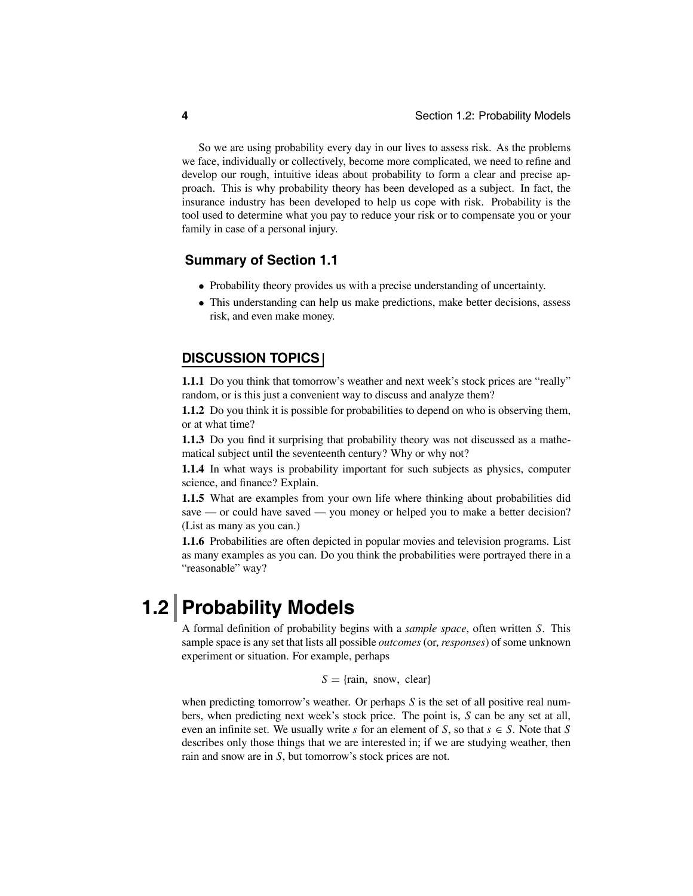So we are using probability every day in our lives to assess risk. As the problems we face, individually or collectively, become more complicated, we need to refine and develop our rough, intuitive ideas about probability to form a clear and precise approach. This is why probability theory has been developed as a subject. In fact, the insurance industry has been developed to help us cope with risk. Probability is the tool used to determine what you pay to reduce your risk or to compensate you or your family in case of a personal injury.

### Summary of Section 1.1

- Probability theory provides us with a precise understanding of uncertainty.
- This understanding can help us make predictions, make better decisions, assess risk, and even make money.

### DISCUSSION TOPICS

**1.1.1** Do you think that tomorrow's weather and next week's stock prices are "really" random, or is this just a convenient way to discuss and analyze them?

**1.1.2** Do you think it is possible for probabilities to depend on who is observing them, or at what time?

**1.1.3** Do you find it surprising that probability theory was not discussed as a mathematical subject until the seventeenth century? Why or why not?

**1.1.4** In what ways is probability important for such subjects as physics, computer science, and finance? Explain.

**1.1.5** What are examples from your own life where thinking about probabilities did save — or could have saved — you money or helped you to make a better decision? (List as many as you can.)

**1.1.6** Probabilities are often depicted in popular movies and television programs. List as many examples as you can. Do you think the probabilities were portrayed there in a "reasonable" way?

## 1.2 Probability Models

A formal definition of probability begins with a *sample space*, often written $S$. This sample space is any set that lists all possible *outcomes* (or, *responses*) of some unknown experiment or situation. For example, perhaps

$$S = \{\text{rain, snow, clear}\}$$

when predicting tomorrow's weather. Or perhaps $S$ is the set of all positive real numbers, when predicting next week's stock price. The point is, $S$ can be any set at all, even an infinite set. We usually write $s$ for an element of $S$, so that $s \in S$. Note that $S$ describes only those things that we are interested in; if we are studying weather, then rain and snow are in $S$, but tomorrow's stock prices are not.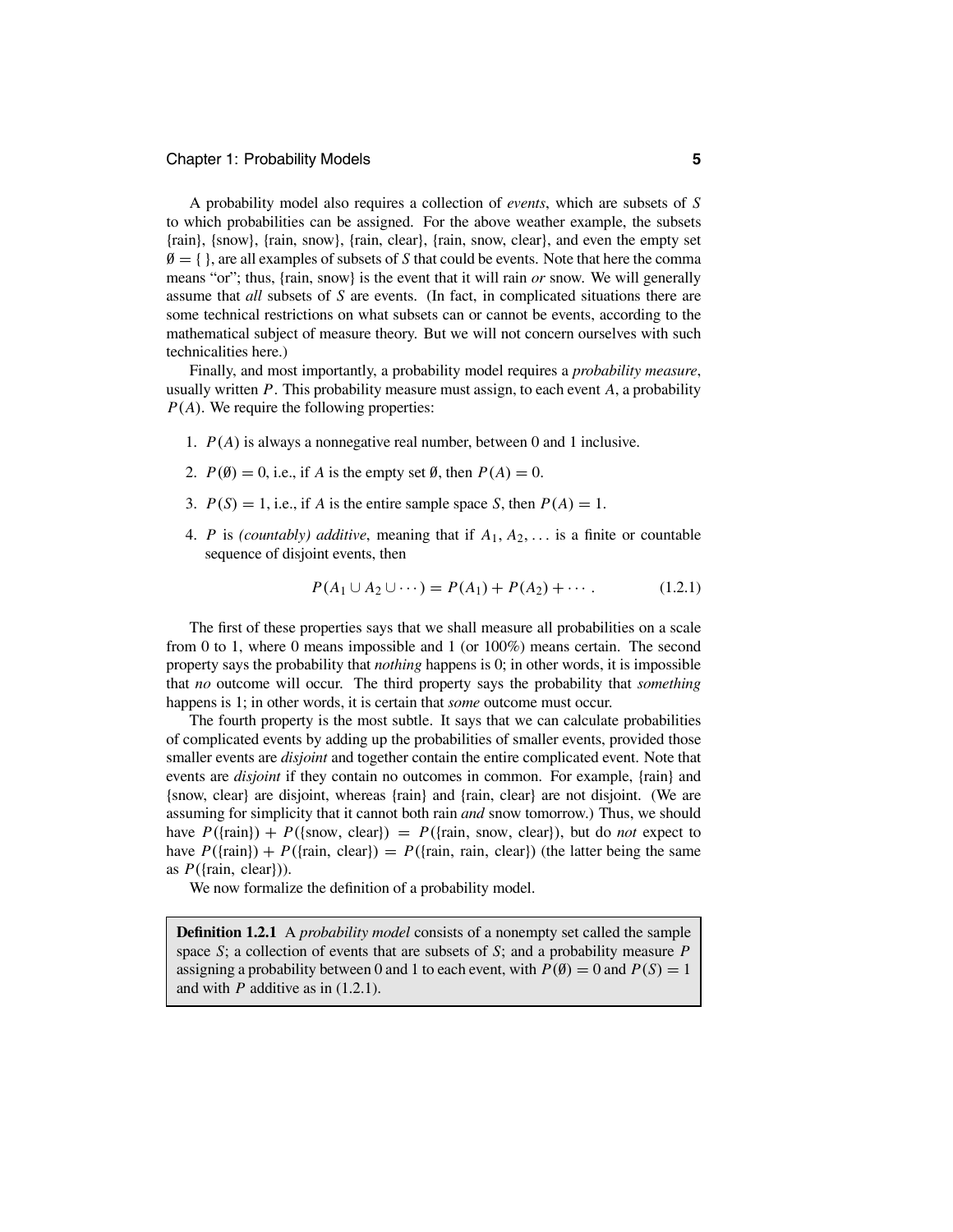A probability model also requires a collection of *events*, which are subsets of $S$ to which probabilities can be assigned. For the above weather example, the subsets {rain}, {snow}, {rain, snow}, {rain, clear}, {rain, snow, clear}, and even the empty set $\emptyset = \{\ \}$, are all examples of subsets of $S$ that could be events. Note that here the comma means "or"; thus, {rain, snow} is the event that it will rain *or* snow. We will generally assume that *all* subsets of $S$ are events. (In fact, in complicated situations there are some technical restrictions on what subsets can or cannot be events, according to the mathematical subject of measure theory. But we will not concern ourselves with such technicalities here.)

Finally, and most importantly, a probability model requires a *probability measure*, usually written $P$. This probability measure must assign, to each event $A$, a probability $P(A)$. We require the following properties:

1. $P(A)$ is always a nonnegative real number, between 0 and 1 inclusive.
2. $P(\emptyset) = 0$, i.e., if $A$ is the empty set $\emptyset$, then $P(A) = 0$.
3. $P(S) = 1$, i.e., if $A$ is the entire sample space $S$, then $P(A) = 1$.
4. $P$ is *(countably) additive*, meaning that if $A_1, A_2, \ldots$ is a finite or countable sequence of disjoint events, then

$$P(A_1 \cup A_2 \cup \cdots) = P(A_1) + P(A_2) + \cdots . \tag{1.2.1}$$

The first of these properties says that we shall measure all probabilities on a scale from 0 to 1, where 0 means impossible and 1 (or 100%) means certain. The second property says the probability that *nothing* happens is 0; in other words, it is impossible that *no* outcome will occur. The third property says the probability that *something* happens is 1; in other words, it is certain that *some* outcome must occur.

The fourth property is the most subtle. It says that we can calculate probabilities of complicated events by adding up the probabilities of smaller events, provided those smaller events are *disjoint* and together contain the entire complicated event. Note that events are *disjoint* if they contain no outcomes in common. For example, {rain} and {snow, clear} are disjoint, whereas {rain} and {rain, clear} are not disjoint. (We are assuming for simplicity that it cannot both rain *and* snow tomorrow.) Thus, we should have $P(\{\text{rain}\}) + P(\{\text{snow, clear}\}) = P(\{\text{rain, snow, clear}\})$, but do *not* expect to have $P(\{\text{rain}\}) + P(\{\text{rain, clear}\}) = P(\{\text{rain, rain, clear}\})$ (the latter being the same as $P(\{\text{rain, clear}\})$).

We now formalize the definition of a probability model.

**Definition 1.2.1** A *probability model* consists of a nonempty set called the sample space $S$; a collection of events that are subsets of $S$; and a probability measure $P$ assigning a probability between 0 and 1 to each event, with $P(\emptyset) = 0$ and $P(S) = 1$ and with $P$ additive as in (1.2.1).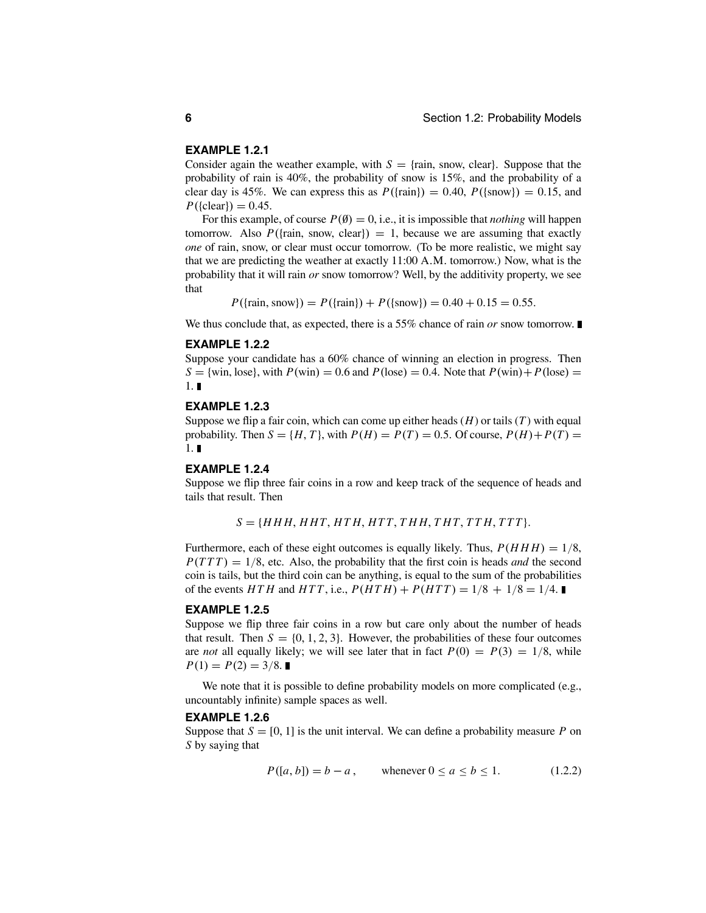### EXAMPLE 1.2.1

Consider again the weather example, with $S = \{\text{rain, snow, clear}\}$. Suppose that the probability of rain is 40%, the probability of snow is 15%, and the probability of a clear day is 45%. We can express this as $P(\{\text{rain}\}) = 0.40$, $P(\{\text{snow}\}) = 0.15$, and $P(\{\text{clear}\}) = 0.45$.

For this example, of course $P(\emptyset) = 0$, i.e., it is impossible that *nothing* will happen tomorrow. Also $P(\{\text{rain, snow, clear}\}) = 1$, because we are assuming that exactly *one* of rain, snow, or clear must occur tomorrow. (To be more realistic, we might say that we are predicting the weather at exactly 11:00 A.M. tomorrow.) Now, what is the probability that it will rain *or* snow tomorrow? Well, by the additivity property, we see that

$$P(\{\text{rain, snow}\}) = P(\{\text{rain}\}) + P(\{\text{snow}\}) = 0.40 + 0.15 = 0.55.$$

We thus conclude that, as expected, there is a 55% chance of rain *or* snow tomorrow. ∎

### EXAMPLE 1.2.2

Suppose your candidate has a 60% chance of winning an election in progress. Then $S = \{\text{win, lose}\}$, with $P(\text{win}) = 0.6$ and $P(\text{lose}) = 0.4$. Note that $P(\text{win}) + P(\text{lose}) = 1$. ∎

### EXAMPLE 1.2.3

Suppose we flip a fair coin, which can come up either heads ($H$) or tails ($T$) with equal probability. Then $S = \{H, T\}$, with $P(H) = P(T) = 0.5$. Of course, $P(H) + P(T) = 1$. ∎

### EXAMPLE 1.2.4

Suppose we flip three fair coins in a row and keep track of the sequence of heads and tails that result. Then

$$S = \{HHH, HHT, HTH, HTT, THH, THT, TTH, TTT\}.$$

Furthermore, each of these eight outcomes is equally likely. Thus, $P(HHH) = 1/8$, $P(TTT) = 1/8$, etc. Also, the probability that the first coin is heads *and* the second coin is tails, but the third coin can be anything, is equal to the sum of the probabilities of the events $HTH$ and $HTT$, i.e., $P(HTH) + P(HTT) = 1/8 + 1/8 = 1/4$. ∎

### EXAMPLE 1.2.5

Suppose we flip three fair coins in a row but care only about the number of heads that result. Then $S = \{0, 1, 2, 3\}$. However, the probabilities of these four outcomes are *not* all equally likely; we will see later that in fact $P(0) = P(3) = 1/8$, while $P(1) = P(2) = 3/8$. ∎

We note that it is possible to define probability models on more complicated (e.g., uncountably infinite) sample spaces as well.

### EXAMPLE 1.2.6

Suppose that $S = [0, 1]$ is the unit interval. We can define a probability measure $P$ on $S$ by saying that

$$P([a, b]) = b - a, \qquad \text{whenever } 0 \leq a \leq b \leq 1. \tag{1.2.2}$$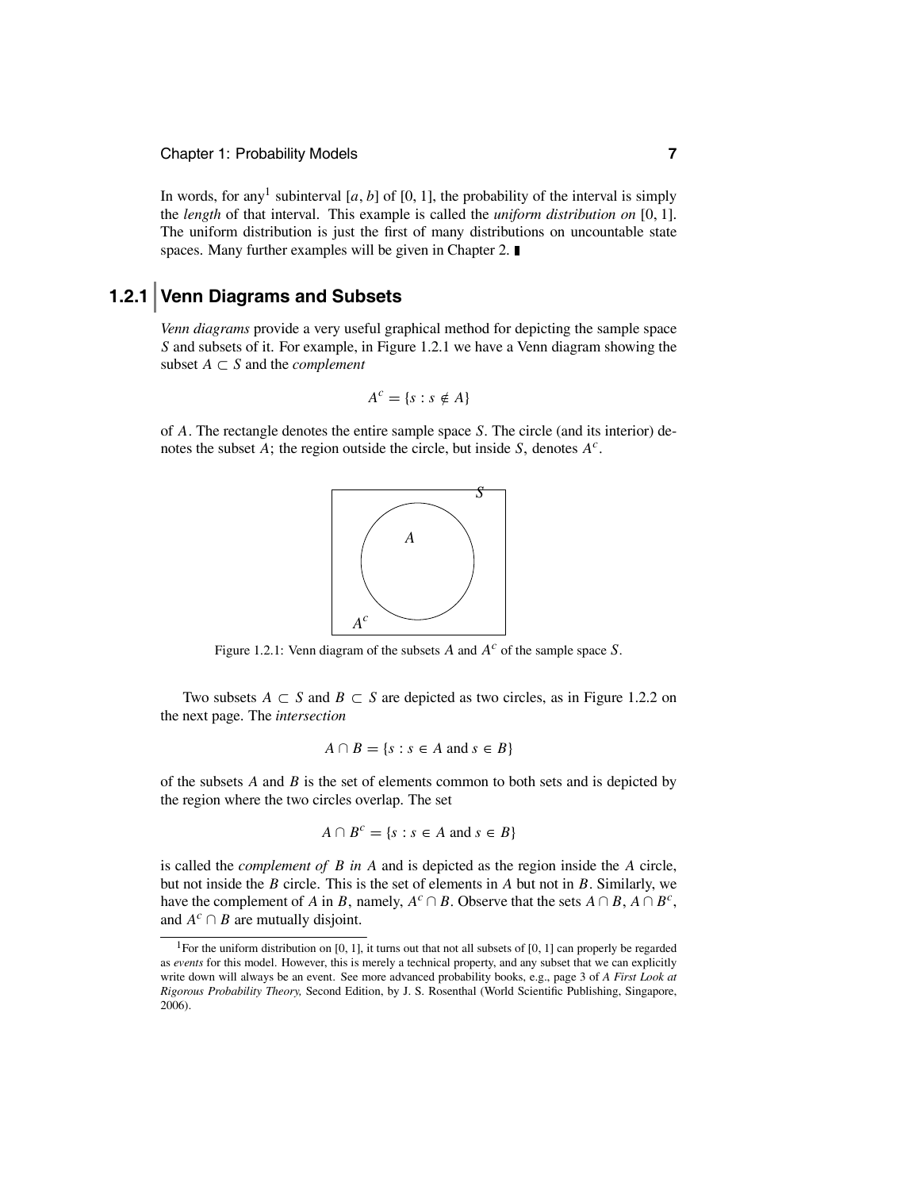In words, for any[1] subinterval $[a, b]$ of $[0, 1]$, the probability of the interval is simply the *length* of that interval. This example is called the *uniform distribution on* $[0, 1]$. The uniform distribution is just the first of many distributions on uncountable state spaces. Many further examples will be given in Chapter 2. ∎

## 1.2.1 Venn Diagrams and Subsets

*Venn diagrams* provide a very useful graphical method for depicting the sample space $S$ and subsets of it. For example, in Figure 1.2.1 we have a Venn diagram showing the subset $A \subset S$ and the *complement*

$$A^c = \{s : s \notin A\}$$

of $A$. The rectangle denotes the entire sample space $S$. The circle (and its interior) denotes the subset $A$; the region outside the circle, but inside $S$, denotes $A^c$.

Figure 1.2.1: Venn diagram of the subsets $A$ and $A^c$ of the sample space $S$.

Two subsets $A \subset S$ and $B \subset S$ are depicted as two circles, as in Figure 1.2.2 on the next page. The *intersection*

$$A \cap B = \{s : s \in A \text{ and } s \in B\}$$

of the subsets $A$ and $B$ is the set of elements common to both sets and is depicted by the region where the two circles overlap. The set

$$A \cap B^c = \{s : s \in A \text{ and } s \in B\}$$

is called the *complement of* $B$ *in* $A$ and is depicted as the region inside the $A$ circle, but not inside the $B$ circle. This is the set of elements in $A$ but not in $B$. Similarly, we have the complement of $A$ in $B$, namely, $A^c \cap B$. Observe that the sets $A \cap B$, $A \cap B^c$, and $A^c \cap B$ are mutually disjoint.

[1] For the uniform distribution on $[0, 1]$, it turns out that not all subsets of $[0, 1]$ can properly be regarded as *events* for this model. However, this is merely a technical property, and any subset that we can explicitly write down will always be an event. See more advanced probability books, e.g., page 3 of *A First Look at Rigorous Probability Theory,* Second Edition, by J. S. Rosenthal (World Scientific Publishing, Singapore, 2006).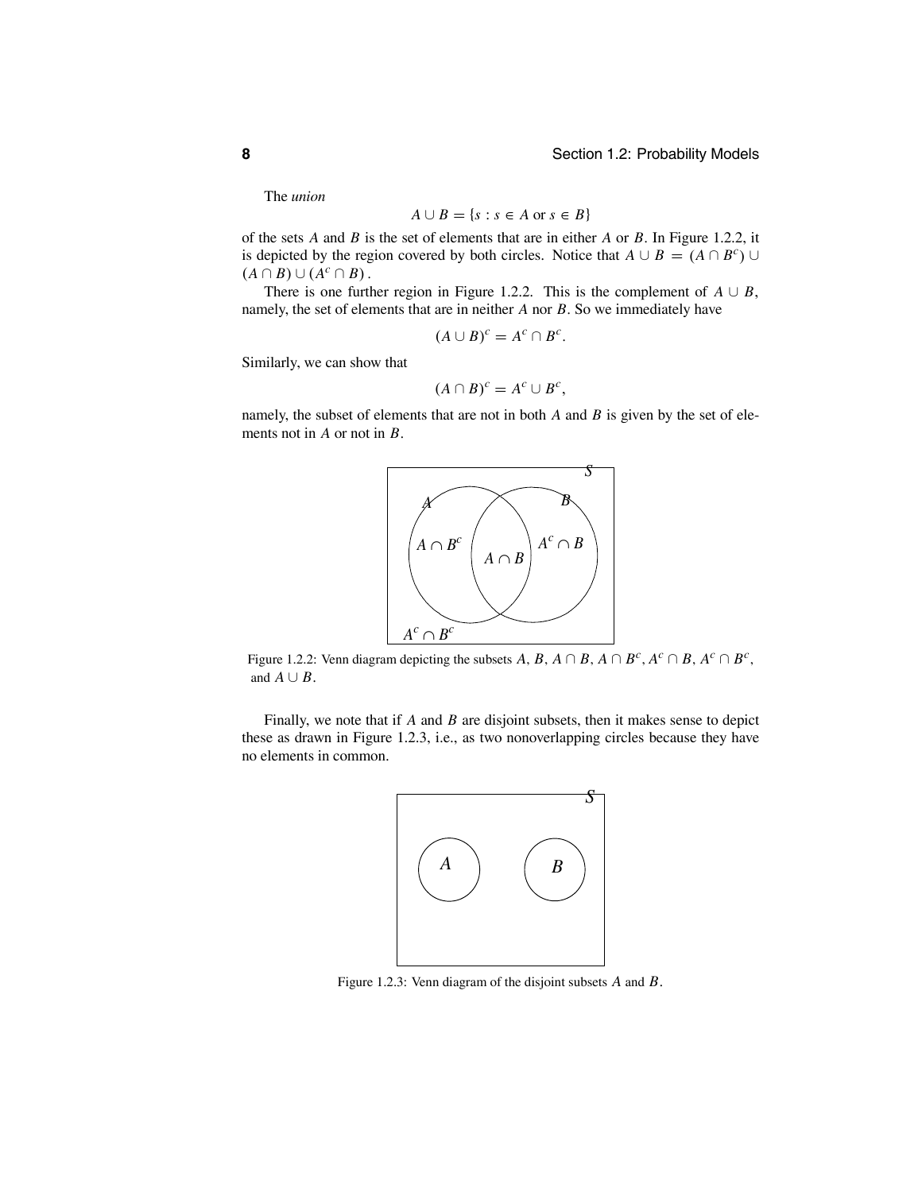The *union*

$$A \cup B = \{s : s \in A \text{ or } s \in B\}$$

of the sets $A$ and $B$ is the set of elements that are in either $A$ or $B$. In Figure 1.2.2, it is depicted by the region covered by both circles. Notice that $A \cup B = (A \cap B^c) \cup (A \cap B) \cup (A^c \cap B)$.

There is one further region in Figure 1.2.2. This is the complement of $A \cup B$, namely, the set of elements that are in neither $A$ nor $B$. So we immediately have

$$(A \cup B)^c = A^c \cap B^c.$$

Similarly, we can show that

$$(A \cap B)^c = A^c \cup B^c,$$

namely, the subset of elements that are not in both $A$ and $B$ is given by the set of elements not in $A$ or not in $B$.

Figure 1.2.2: Venn diagram depicting the subsets $A$, $B$, $A \cap B$, $A \cap B^c$, $A^c \cap B$, $A^c \cap B^c$, and $A \cup B$.

Finally, we note that if $A$ and $B$ are disjoint subsets, then it makes sense to depict these as drawn in Figure 1.2.3, i.e., as two nonoverlapping circles because they have no elements in common.

Figure 1.2.3: Venn diagram of the disjoint subsets $A$ and $B$.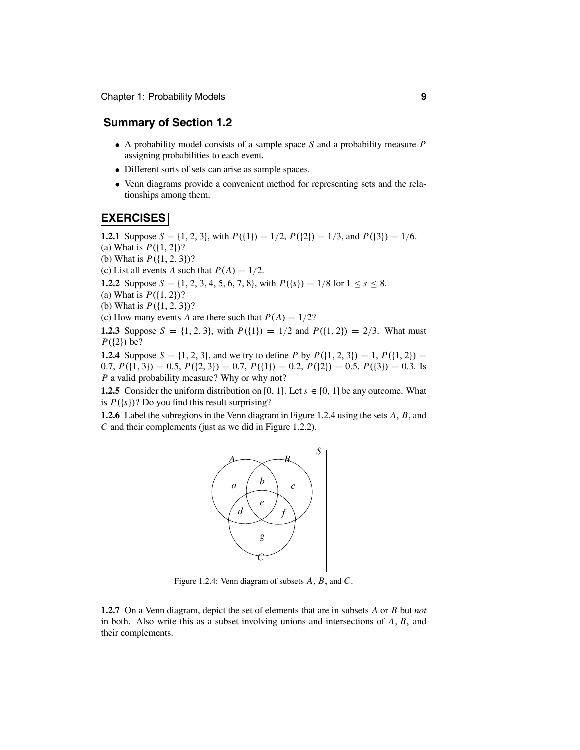## Summary of Section 1.2

- A probability model consists of a sample space $S$ and a probability measure $P$ assigning probabilities to each event.
- Different sorts of sets can arise as sample spaces.
- Venn diagrams provide a convenient method for representing sets and the relationships among them.

## EXERCISES

**1.2.1** Suppose $S = \{1, 2, 3\}$, with $P(\{1\}) = 1/2$, $P(\{2\}) = 1/3$, and $P(\{3\}) = 1/6$.
(a) What is $P(\{1, 2\})$?
(b) What is $P(\{1, 2, 3\})$?
(c) List all events $A$ such that $P(A) = 1/2$.

**1.2.2** Suppose $S = \{1, 2, 3, 4, 5, 6, 7, 8\}$, with $P(\{s\}) = 1/8$ for $1 \le s \le 8$.
(a) What is $P(\{1, 2\})$?
(b) What is $P(\{1, 2, 3\})$?
(c) How many events $A$ are there such that $P(A) = 1/2$?

**1.2.3** Suppose $S = \{1, 2, 3\}$, with $P(\{1\}) = 1/2$ and $P(\{1, 2\}) = 2/3$. What must $P(\{2\})$ be?

**1.2.4** Suppose $S = \{1, 2, 3\}$, and we try to define $P$ by $P(\{1, 2, 3\}) = 1$, $P(\{1, 2\}) = 0.7$, $P(\{1, 3\}) = 0.5$, $P(\{2, 3\}) = 0.7$, $P(\{1\}) = 0.2$, $P(\{2\}) = 0.5$, $P(\{3\}) = 0.3$. Is $P$ a valid probability measure? Why or why not?

**1.2.5** Consider the uniform distribution on $[0, 1]$. Let $s \in [0, 1]$ be any outcome. What is $P(\{s\})$? Do you find this result surprising?

**1.2.6** Label the subregions in the Venn diagram in Figure 1.2.4 using the sets $A$, $B$, and $C$ and their complements (just as we did in Figure 1.2.2).

Figure 1.2.4: Venn diagram of subsets $A$, $B$, and $C$.

**1.2.7** On a Venn diagram, depict the set of elements that are in subsets $A$ or $B$ but *not* in both. Also write this as a subset involving unions and intersections of $A$, $B$, and their complements.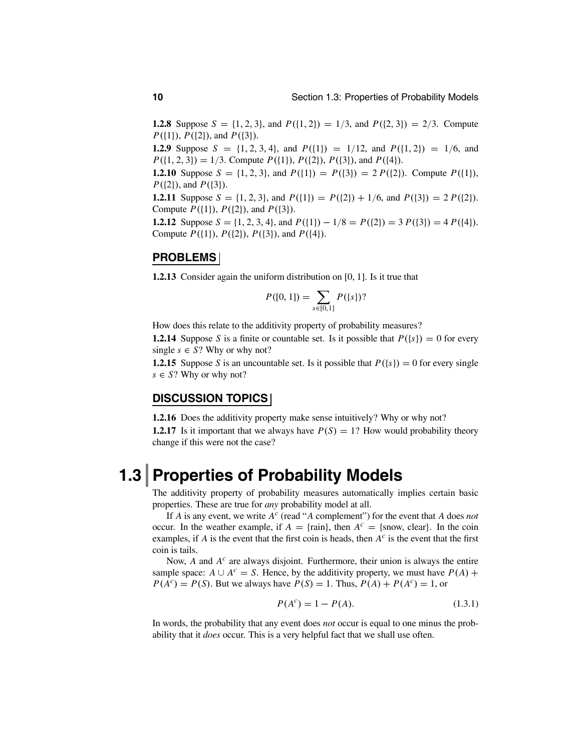**1.2.8** Suppose $S = \{1, 2, 3\}$, and $P(\{1, 2\}) = 1/3$, and $P(\{2, 3\}) = 2/3$. Compute $P(\{1\})$, $P(\{2\})$, and $P(\{3\})$.

**1.2.9** Suppose $S = \{1, 2, 3, 4\}$, and $P(\{1\}) = 1/12$, and $P(\{1, 2\}) = 1/6$, and $P(\{1, 2, 3\}) = 1/3$. Compute $P(\{1\})$, $P(\{2\})$, $P(\{3\})$, and $P(\{4\})$.

**1.2.10** Suppose $S = \{1, 2, 3\}$, and $P(\{1\}) = P(\{3\}) = 2\,P(\{2\})$. Compute $P(\{1\})$, $P(\{2\})$, and $P(\{3\})$.

**1.2.11** Suppose $S = \{1, 2, 3\}$, and $P(\{1\}) = P(\{2\}) + 1/6$, and $P(\{3\}) = 2\,P(\{2\})$. Compute $P(\{1\})$, $P(\{2\})$, and $P(\{3\})$.

**1.2.12** Suppose $S = \{1, 2, 3, 4\}$, and $P(\{1\}) - 1/8 = P(\{2\}) = 3\,P(\{3\}) = 4\,P(\{4\})$. Compute $P(\{1\})$, $P(\{2\})$, $P(\{3\})$, and $P(\{4\})$.

### PROBLEMS

**1.2.13** Consider again the uniform distribution on $[0, 1]$. Is it true that

$$P([0, 1]) = \sum_{s \in [0,1]} P(\{s\})?$$

How does this relate to the additivity property of probability measures?

**1.2.14** Suppose $S$ is a finite or countable set. Is it possible that $P(\{s\}) = 0$ for every single $s \in S$? Why or why not?

**1.2.15** Suppose $S$ is an uncountable set. Is it possible that $P(\{s\}) = 0$ for every single $s \in S$? Why or why not?

### DISCUSSION TOPICS

**1.2.16** Does the additivity property make sense intuitively? Why or why not?

**1.2.17** Is it important that we always have $P(S) = 1$? How would probability theory change if this were not the case?

## 1.3 Properties of Probability Models

The additivity property of probability measures automatically implies certain basic properties. These are true for *any* probability model at all.

If $A$ is any event, we write $A^c$ (read "$A$ complement") for the event that $A$ does *not* occur. In the weather example, if $A = \{\text{rain}\}$, then $A^c = \{\text{snow, clear}\}$. In the coin examples, if $A$ is the event that the first coin is heads, then $A^c$ is the event that the first coin is tails.

Now, $A$ and $A^c$ are always disjoint. Furthermore, their union is always the entire sample space: $A \cup A^c = S$. Hence, by the additivity property, we must have $P(A) + P(A^c) = P(S)$. But we always have $P(S) = 1$. Thus, $P(A) + P(A^c) = 1$, or

$$P(A^c) = 1 - P(A). \tag{1.3.1}$$

In words, the probability that any event does *not* occur is equal to one minus the probability that it *does* occur. This is a very helpful fact that we shall use often.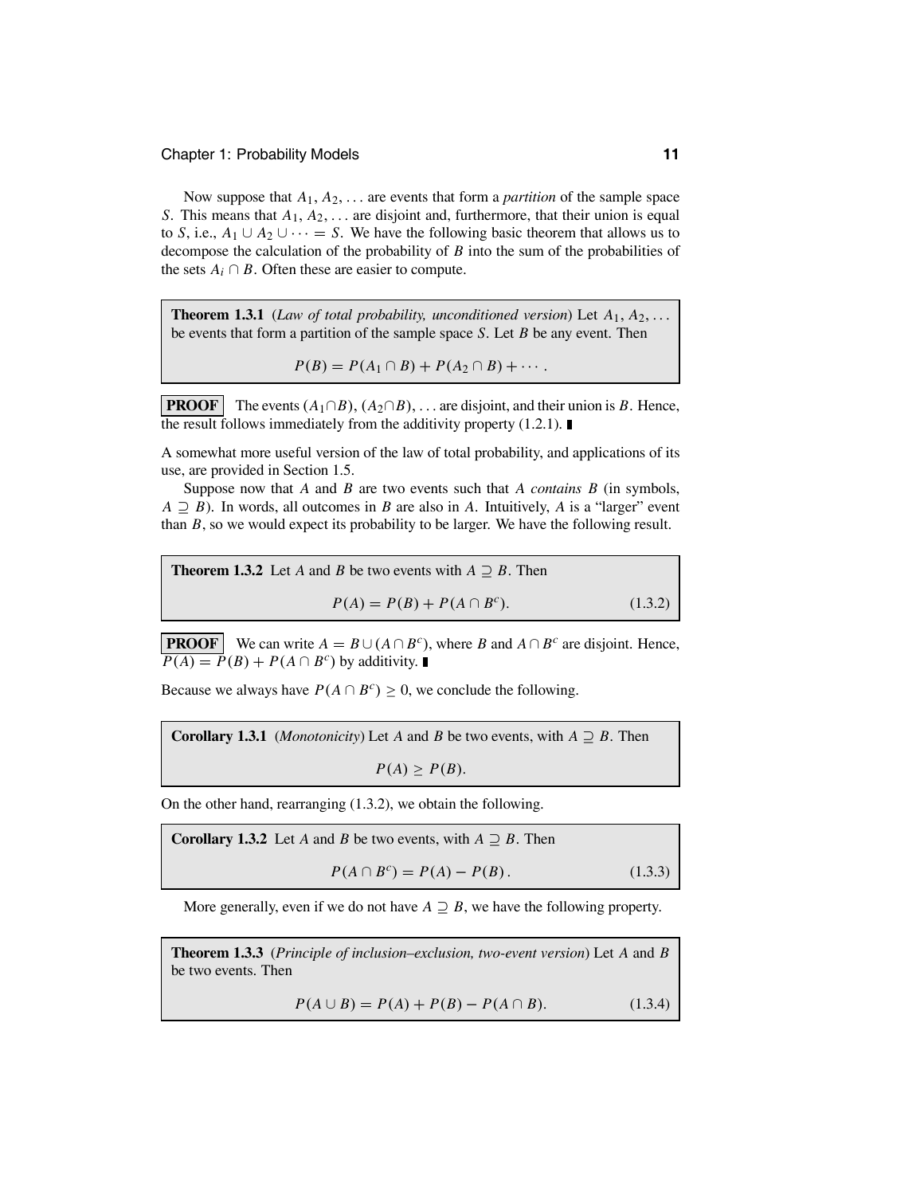Now suppose that $A_1, A_2, \ldots$ are events that form a *partition* of the sample space $S$. This means that $A_1, A_2, \ldots$ are disjoint and, furthermore, that their union is equal to $S$, i.e., $A_1 \cup A_2 \cup \cdots = S$. We have the following basic theorem that allows us to decompose the calculation of the probability of $B$ into the sum of the probabilities of the sets $A_i \cap B$. Often these are easier to compute.

**Theorem 1.3.1** (*Law of total probability, unconditioned version*) Let $A_1, A_2, \ldots$ be events that form a partition of the sample space $S$. Let $B$ be any event. Then

$$P(B) = P(A_1 \cap B) + P(A_2 \cap B) + \cdots .$$

**PROOF** The events $(A_1 \cap B), (A_2 \cap B), \ldots$ are disjoint, and their union is $B$. Hence, the result follows immediately from the additivity property (1.2.1). ∎

A somewhat more useful version of the law of total probability, and applications of its use, are provided in Section 1.5.

Suppose now that $A$ and $B$ are two events such that $A$ *contains* $B$ (in symbols, $A \supseteq B$). In words, all outcomes in $B$ are also in $A$. Intuitively, $A$ is a "larger" event than $B$, so we would expect its probability to be larger. We have the following result.

**Theorem 1.3.2** Let $A$ and $B$ be two events with $A \supseteq B$. Then

$$P(A) = P(B) + P(A \cap B^c). \tag{1.3.2}$$

**PROOF** We can write $A = B \cup (A \cap B^c)$, where $B$ and $A \cap B^c$ are disjoint. Hence, $P(A) = P(B) + P(A \cap B^c)$ by additivity. ∎

Because we always have $P(A \cap B^c) \geq 0$, we conclude the following.

**Corollary 1.3.1** (*Monotonicity*) Let $A$ and $B$ be two events, with $A \supseteq B$. Then

$$P(A) \geq P(B).$$

On the other hand, rearranging (1.3.2), we obtain the following.

**Corollary 1.3.2** Let $A$ and $B$ be two events, with $A \supseteq B$. Then

$$P(A \cap B^c) = P(A) - P(B). \tag{1.3.3}$$

More generally, even if we do not have $A \supseteq B$, we have the following property.

**Theorem 1.3.3** (*Principle of inclusion–exclusion, two-event version*) Let $A$ and $B$ be two events. Then

$$P(A \cup B) = P(A) + P(B) - P(A \cap B). \tag{1.3.4}$$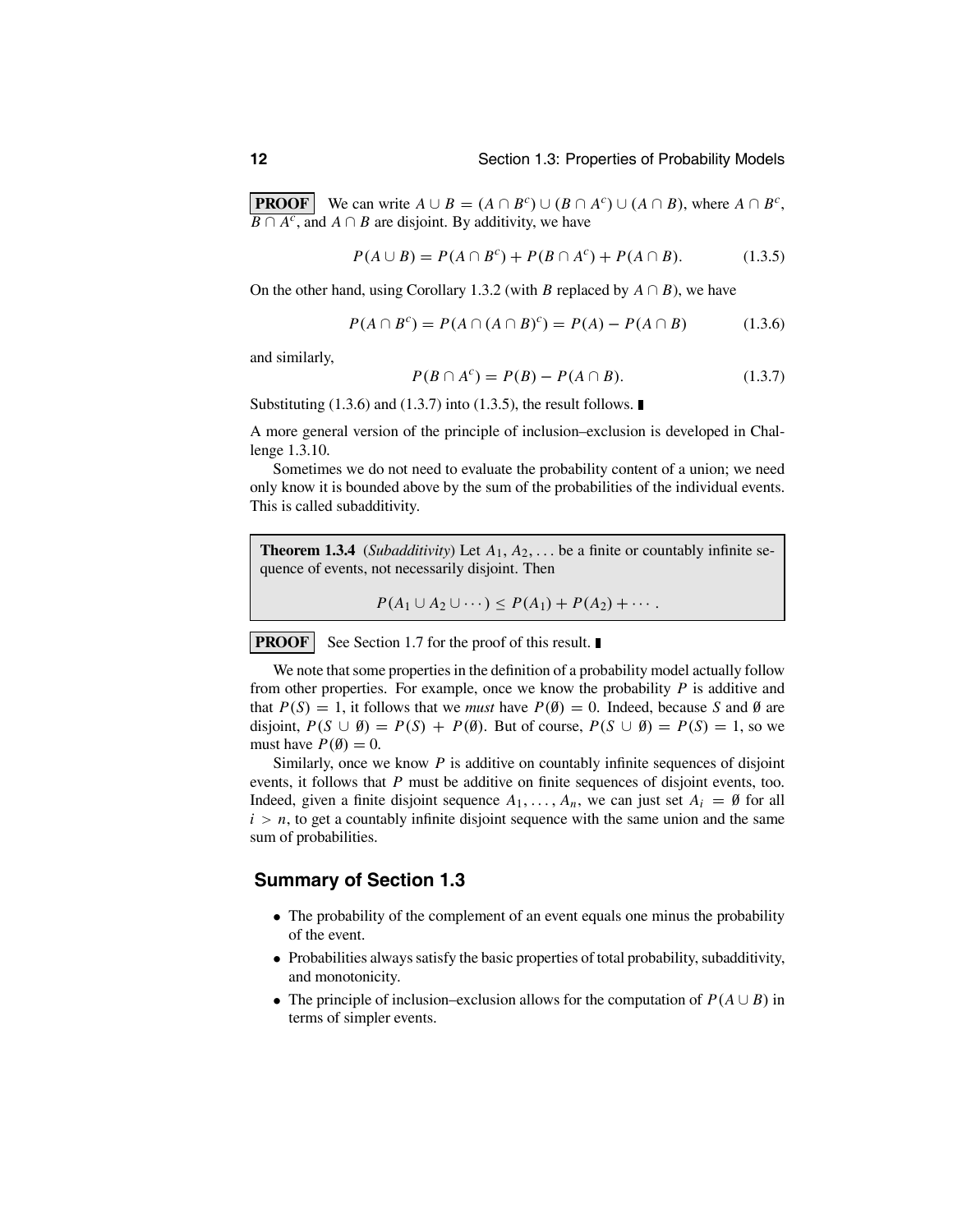**PROOF** We can write $A \cup B = (A \cap B^c) \cup (B \cap A^c) \cup (A \cap B)$, where $A \cap B^c$, $B \cap A^c$, and $A \cap B$ are disjoint. By additivity, we have

$$P(A \cup B) = P(A \cap B^c) + P(B \cap A^c) + P(A \cap B). \tag{1.3.5}$$

On the other hand, using Corollary 1.3.2 (with $B$ replaced by $A \cap B$), we have

$$P(A \cap B^c) = P(A \cap (A \cap B)^c) = P(A) - P(A \cap B) \tag{1.3.6}$$

and similarly,

$$P(B \cap A^c) = P(B) - P(A \cap B). \tag{1.3.7}$$

Substituting (1.3.6) and (1.3.7) into (1.3.5), the result follows. ∎

A more general version of the principle of inclusion–exclusion is developed in Challenge 1.3.10.

Sometimes we do not need to evaluate the probability content of a union; we need only know it is bounded above by the sum of the probabilities of the individual events. This is called subadditivity.

**Theorem 1.3.4** (*Subadditivity*) Let $A_1, A_2, \ldots$ be a finite or countably infinite sequence of events, not necessarily disjoint. Then

$$P(A_1 \cup A_2 \cup \cdots) \leq P(A_1) + P(A_2) + \cdots .$$

**PROOF** See Section 1.7 for the proof of this result. ∎

We note that some properties in the definition of a probability model actually follow from other properties. For example, once we know the probability $P$ is additive and that $P(S) = 1$, it follows that we *must* have $P(\emptyset) = 0$. Indeed, because $S$ and $\emptyset$ are disjoint, $P(S \cup \emptyset) = P(S) + P(\emptyset)$. But of course, $P(S \cup \emptyset) = P(S) = 1$, so we must have $P(\emptyset) = 0$.

Similarly, once we know $P$ is additive on countably infinite sequences of disjoint events, it follows that $P$ must be additive on finite sequences of disjoint events, too. Indeed, given a finite disjoint sequence $A_1, \ldots, A_n$, we can just set $A_i = \emptyset$ for all $i > n$, to get a countably infinite disjoint sequence with the same union and the same sum of probabilities.

## Summary of Section 1.3

- The probability of the complement of an event equals one minus the probability of the event.
- Probabilities always satisfy the basic properties of total probability, subadditivity, and monotonicity.
- The principle of inclusion–exclusion allows for the computation of $P(A \cup B)$ in terms of simpler events.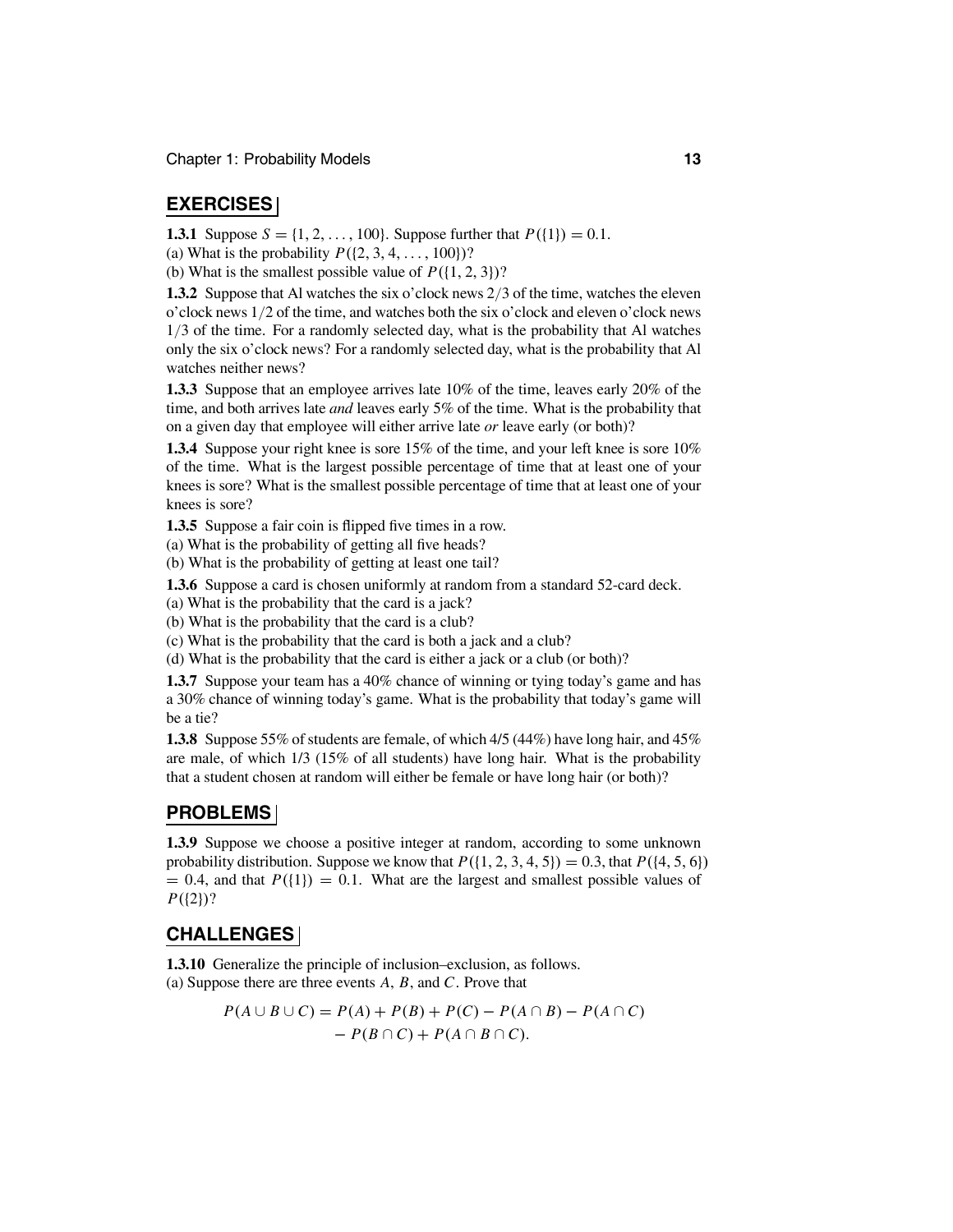## EXERCISES

**1.3.1** Suppose $S = \{1, 2, \ldots, 100\}$. Suppose further that $P(\{1\}) = 0.1$.
(a) What is the probability $P(\{2, 3, 4, \ldots, 100\})$?
(b) What is the smallest possible value of $P(\{1, 2, 3\})$?

**1.3.2** Suppose that Al watches the six o'clock news $2/3$ of the time, watches the eleven o'clock news $1/2$ of the time, and watches both the six o'clock and eleven o'clock news $1/3$ of the time. For a randomly selected day, what is the probability that Al watches only the six o'clock news? For a randomly selected day, what is the probability that Al watches neither news?

**1.3.3** Suppose that an employee arrives late 10% of the time, leaves early 20% of the time, and both arrives late *and* leaves early 5% of the time. What is the probability that on a given day that employee will either arrive late *or* leave early (or both)?

**1.3.4** Suppose your right knee is sore 15% of the time, and your left knee is sore 10% of the time. What is the largest possible percentage of time that at least one of your knees is sore? What is the smallest possible percentage of time that at least one of your knees is sore?

**1.3.5** Suppose a fair coin is flipped five times in a row.
(a) What is the probability of getting all five heads?
(b) What is the probability of getting at least one tail?

**1.3.6** Suppose a card is chosen uniformly at random from a standard 52-card deck.
(a) What is the probability that the card is a jack?
(b) What is the probability that the card is a club?
(c) What is the probability that the card is both a jack and a club?
(d) What is the probability that the card is either a jack or a club (or both)?

**1.3.7** Suppose your team has a 40% chance of winning or tying today's game and has a 30% chance of winning today's game. What is the probability that today's game will be a tie?

**1.3.8** Suppose 55% of students are female, of which 4/5 (44%) have long hair, and 45% are male, of which 1/3 (15% of all students) have long hair. What is the probability that a student chosen at random will either be female or have long hair (or both)?

## PROBLEMS

**1.3.9** Suppose we choose a positive integer at random, according to some unknown probability distribution. Suppose we know that $P(\{1, 2, 3, 4, 5\}) = 0.3$, that $P(\{4, 5, 6\}) = 0.4$, and that $P(\{1\}) = 0.1$. What are the largest and smallest possible values of $P(\{2\})$?

## CHALLENGES

**1.3.10** Generalize the principle of inclusion–exclusion, as follows.
(a) Suppose there are three events $A$, $B$, and $C$. Prove that

$$P(A \cup B \cup C) = P(A) + P(B) + P(C) - P(A \cap B) - P(A \cap C) - P(B \cap C) + P(A \cap B \cap C).$$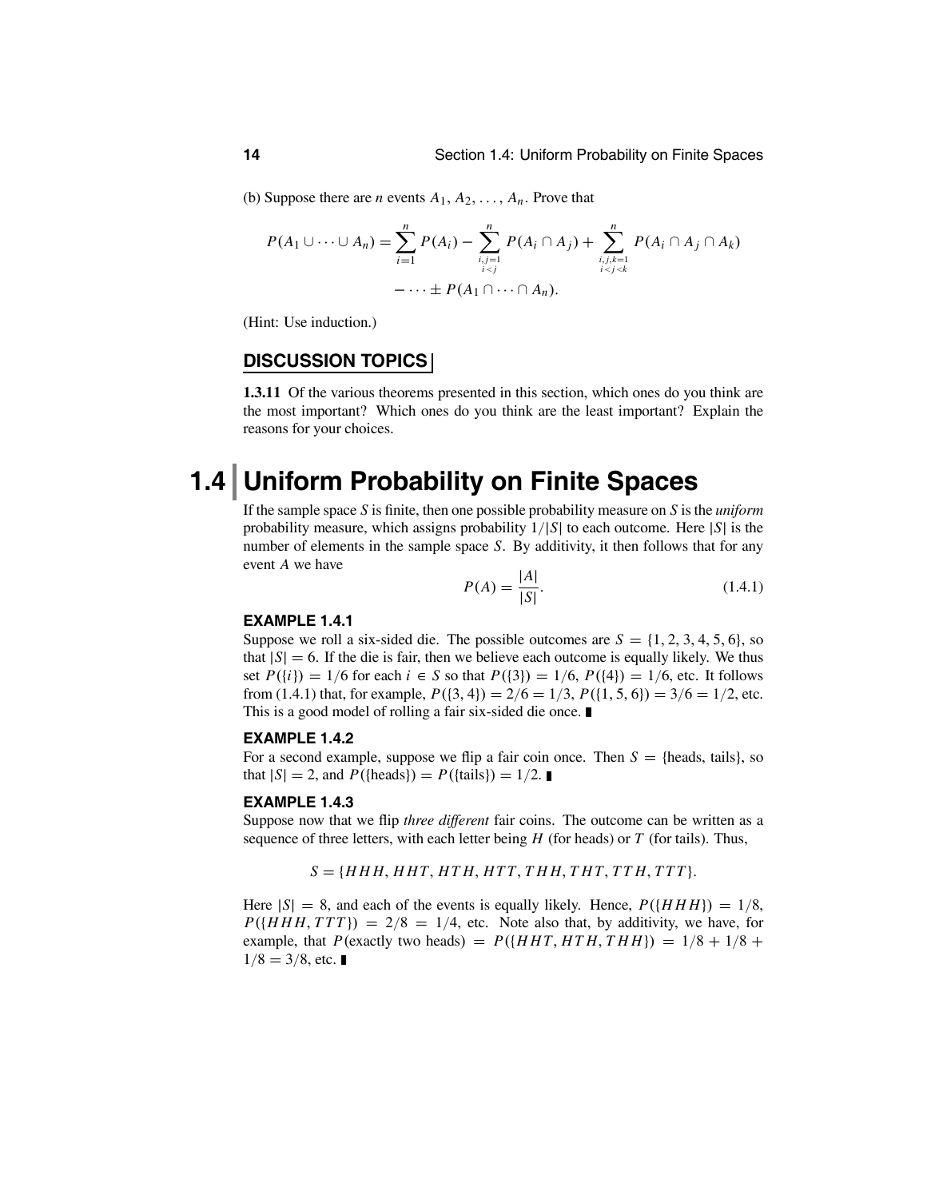(b) Suppose there are $n$ events $A_1, A_2, \ldots, A_n$. Prove that

$$P(A_1 \cup \cdots \cup A_n) = \sum_{i=1}^{n} P(A_i) - \sum_{\substack{i,j=1 \\ i<j}}^{n} P(A_i \cap A_j) + \sum_{\substack{i,j,k=1 \\ i<j<k}}^{n} P(A_i \cap A_j \cap A_k)$$
$$- \cdots \pm P(A_1 \cap \cdots \cap A_n).$$

(Hint: Use induction.)

## DISCUSSION TOPICS

**1.3.11** Of the various theorems presented in this section, which ones do you think are the most important? Which ones do you think are the least important? Explain the reasons for your choices.

# 1.4 Uniform Probability on Finite Spaces

If the sample space $S$ is finite, then one possible probability measure on $S$ is the *uniform* probability measure, which assigns probability $1/|S|$ to each outcome. Here $|S|$ is the number of elements in the sample space $S$. By additivity, it then follows that for any event $A$ we have

$$P(A) = \frac{|A|}{|S|}. \tag{1.4.1}$$

### EXAMPLE 1.4.1

Suppose we roll a six-sided die. The possible outcomes are $S = \{1, 2, 3, 4, 5, 6\}$, so that $|S| = 6$. If the die is fair, then we believe each outcome is equally likely. We thus set $P(\{i\}) = 1/6$ for each $i \in S$ so that $P(\{3\}) = 1/6$, $P(\{4\}) = 1/6$, etc. It follows from (1.4.1) that, for example, $P(\{3, 4\}) = 2/6 = 1/3$, $P(\{1, 5, 6\}) = 3/6 = 1/2$, etc. This is a good model of rolling a fair six-sided die once. ∎

### EXAMPLE 1.4.2

For a second example, suppose we flip a fair coin once. Then $S = \{\text{heads, tails}\}$, so that $|S| = 2$, and $P(\{\text{heads}\}) = P(\{\text{tails}\}) = 1/2$. ∎

### EXAMPLE 1.4.3

Suppose now that we flip *three different* fair coins. The outcome can be written as a sequence of three letters, with each letter being $H$ (for heads) or $T$ (for tails). Thus,

$$S = \{HHH, HHT, HTH, HTT, THH, THT, TTH, TTT\}.$$

Here $|S| = 8$, and each of the events is equally likely. Hence, $P(\{HHH\}) = 1/8$, $P(\{HHH, TTT\}) = 2/8 = 1/4$, etc. Note also that, by additivity, we have, for example, that $P(\text{exactly two heads}) = P(\{HHT, HTH, THH\}) = 1/8 + 1/8 + 1/8 = 3/8$, etc. ∎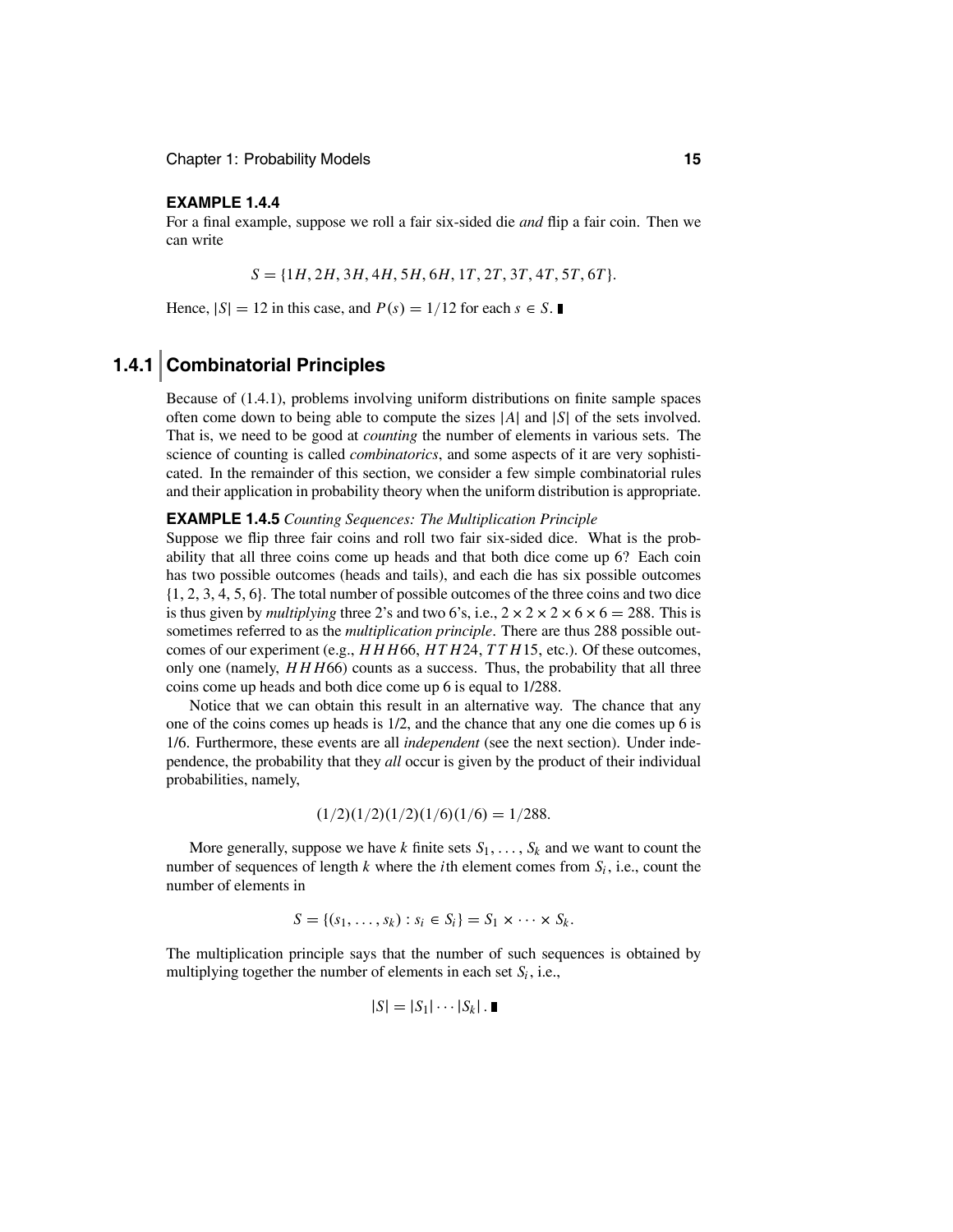**EXAMPLE 1.4.4**

For a final example, suppose we roll a fair six-sided die *and* flip a fair coin. Then we can write

$$S = \{1H, 2H, 3H, 4H, 5H, 6H, 1T, 2T, 3T, 4T, 5T, 6T\}.$$

Hence, $|S| = 12$ in this case, and $P(s) = 1/12$ for each $s \in S$. ∎

## 1.4.1 Combinatorial Principles

Because of (1.4.1), problems involving uniform distributions on finite sample spaces often come down to being able to compute the sizes $|A|$ and $|S|$ of the sets involved. That is, we need to be good at *counting* the number of elements in various sets. The science of counting is called *combinatorics*, and some aspects of it are very sophisticated. In the remainder of this section, we consider a few simple combinatorial rules and their application in probability theory when the uniform distribution is appropriate.

**EXAMPLE 1.4.5** *Counting Sequences: The Multiplication Principle*

Suppose we flip three fair coins and roll two fair six-sided dice. What is the probability that all three coins come up heads and that both dice come up 6? Each coin has two possible outcomes (heads and tails), and each die has six possible outcomes $\{1, 2, 3, 4, 5, 6\}$. The total number of possible outcomes of the three coins and two dice is thus given by *multiplying* three 2's and two 6's, i.e., $2 \times 2 \times 2 \times 6 \times 6 = 288$. This is sometimes referred to as the *multiplication principle*. There are thus 288 possible outcomes of our experiment (e.g., $HHH66$, $HTH24$, $TTH15$, etc.). Of these outcomes, only one (namely, $HHH66$) counts as a success. Thus, the probability that all three coins come up heads and both dice come up 6 is equal to 1/288.

Notice that we can obtain this result in an alternative way. The chance that any one of the coins comes up heads is 1/2, and the chance that any one die comes up 6 is 1/6. Furthermore, these events are all *independent* (see the next section). Under independence, the probability that they *all* occur is given by the product of their individual probabilities, namely,

$$(1/2)(1/2)(1/2)(1/6)(1/6) = 1/288.$$

More generally, suppose we have $k$ finite sets $S_1, \ldots, S_k$ and we want to count the number of sequences of length $k$ where the $i$th element comes from $S_i$, i.e., count the number of elements in

$$S = \{(s_1, \ldots, s_k) : s_i \in S_i\} = S_1 \times \cdots \times S_k.$$

The multiplication principle says that the number of such sequences is obtained by multiplying together the number of elements in each set $S_i$, i.e.,

$$|S| = |S_1| \cdots |S_k| .$$ ∎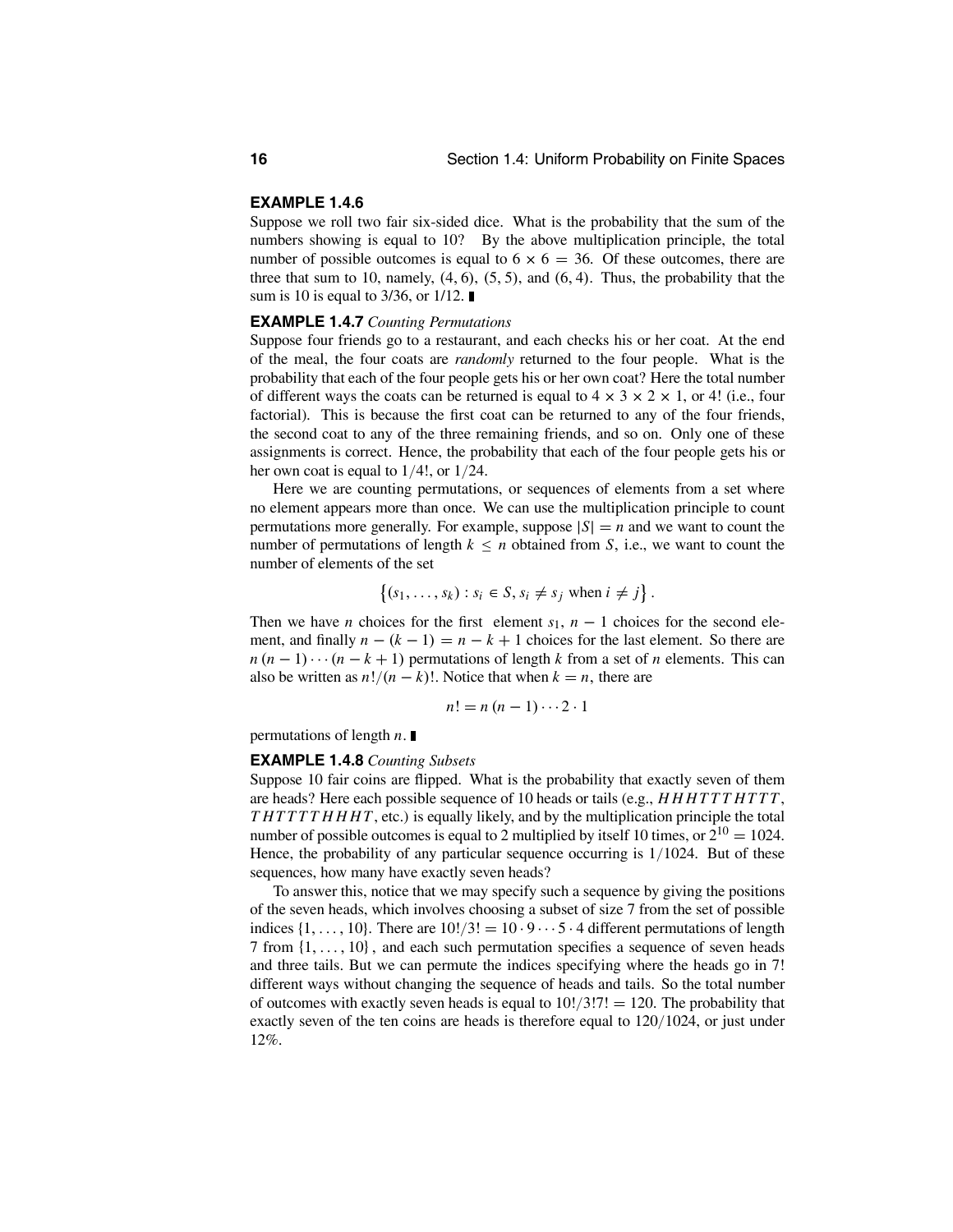**EXAMPLE 1.4.6**
Suppose we roll two fair six-sided dice. What is the probability that the sum of the numbers showing is equal to 10? By the above multiplication principle, the total number of possible outcomes is equal to $6 \times 6 = 36$. Of these outcomes, there are three that sum to 10, namely, $(4, 6)$, $(5, 5)$, and $(6, 4)$. Thus, the probability that the sum is 10 is equal to 3/36, or 1/12. ∎

**EXAMPLE 1.4.7** *Counting Permutations*
Suppose four friends go to a restaurant, and each checks his or her coat. At the end of the meal, the four coats are *randomly* returned to the four people. What is the probability that each of the four people gets his or her own coat? Here the total number of different ways the coats can be returned is equal to $4 \times 3 \times 2 \times 1$, or 4! (i.e., four factorial). This is because the first coat can be returned to any of the four friends, the second coat to any of the three remaining friends, and so on. Only one of these assignments is correct. Hence, the probability that each of the four people gets his or her own coat is equal to $1/4!$, or $1/24$.

Here we are counting permutations, or sequences of elements from a set where no element appears more than once. We can use the multiplication principle to count permutations more generally. For example, suppose $|S| = n$ and we want to count the number of permutations of length $k \le n$ obtained from $S$, i.e., we want to count the number of elements of the set

$$\left\{(s_1, \ldots, s_k) : s_i \in S, s_i \ne s_j \text{ when } i \ne j\right\}.$$

Then we have $n$ choices for the first element $s_1$, $n - 1$ choices for the second element, and finally $n - (k - 1) = n - k + 1$ choices for the last element. So there are $n(n-1)\cdots(n-k+1)$ permutations of length $k$ from a set of $n$ elements. This can also be written as $n!/(n-k)!$. Notice that when $k = n$, there are

$$n! = n(n-1)\cdots 2 \cdot 1$$

permutations of length $n$. ∎

**EXAMPLE 1.4.8** *Counting Subsets*
Suppose 10 fair coins are flipped. What is the probability that exactly seven of them are heads? Here each possible sequence of 10 heads or tails (e.g., $HHHTTTTHTTT$, $THTTTTHHHT$, etc.) is equally likely, and by the multiplication principle the total number of possible outcomes is equal to 2 multiplied by itself 10 times, or $2^{10} = 1024$. Hence, the probability of any particular sequence occurring is $1/1024$. But of these sequences, how many have exactly seven heads?

To answer this, notice that we may specify such a sequence by giving the positions of the seven heads, which involves choosing a subset of size 7 from the set of possible indices $\{1, \ldots, 10\}$. There are $10!/3! = 10 \cdot 9 \cdots 5 \cdot 4$ different permutations of length 7 from $\{1, \ldots, 10\}$, and each such permutation specifies a sequence of seven heads and three tails. But we can permute the indices specifying where the heads go in 7! different ways without changing the sequence of heads and tails. So the total number of outcomes with exactly seven heads is equal to $10!/3!7! = 120$. The probability that exactly seven of the ten coins are heads is therefore equal to $120/1024$, or just under 12%.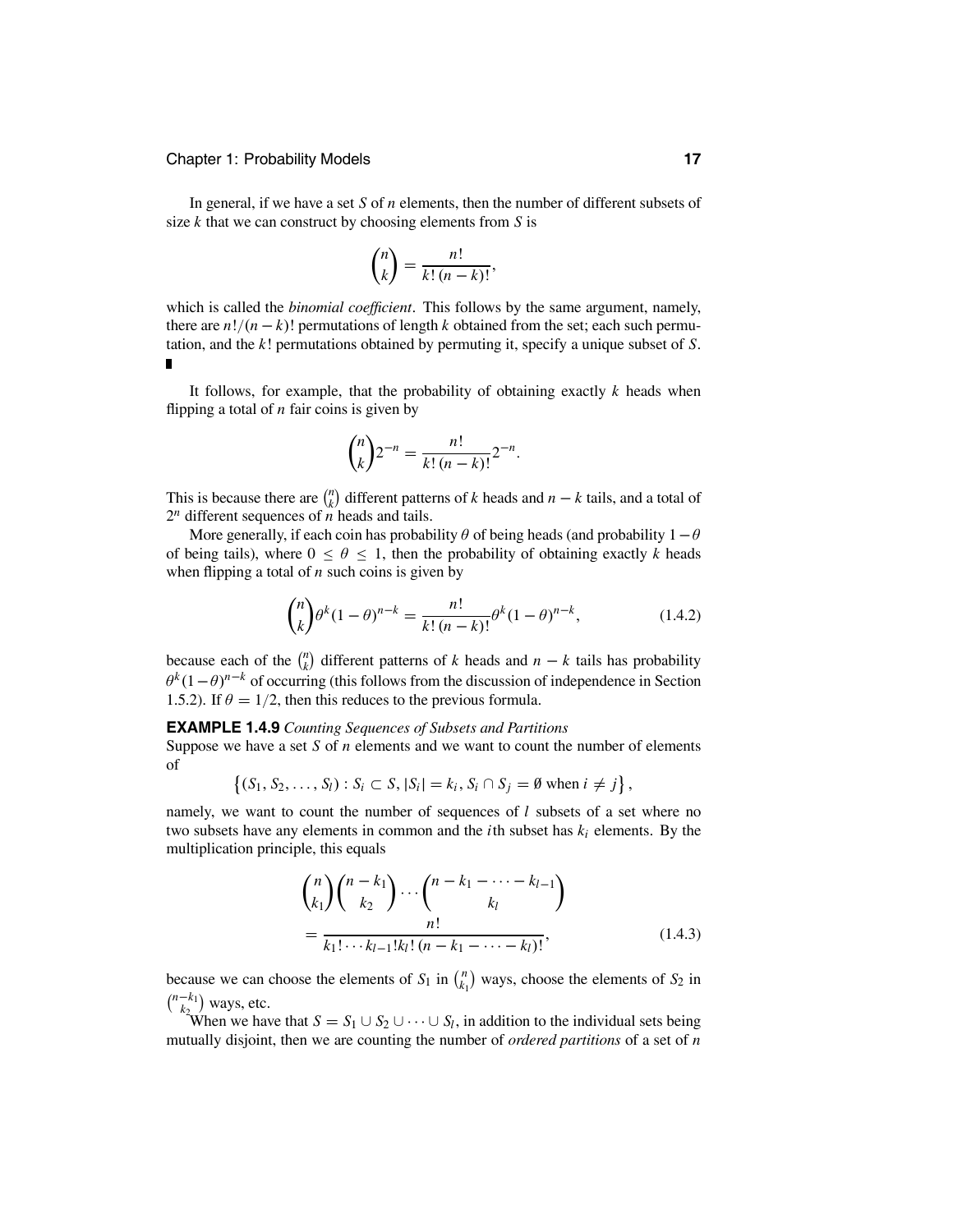In general, if we have a set $S$ of $n$ elements, then the number of different subsets of size $k$ that we can construct by choosing elements from $S$ is

$$\binom{n}{k} = \frac{n!}{k!\,(n-k)!},$$

which is called the *binomial coefficient*. This follows by the same argument, namely, there are $n!/(n-k)!$ permutations of length $k$ obtained from the set; each such permutation, and the $k!$ permutations obtained by permuting it, specify a unique subset of $S$. ∎

It follows, for example, that the probability of obtaining exactly $k$ heads when flipping a total of $n$ fair coins is given by

$$\binom{n}{k} 2^{-n} = \frac{n!}{k!\,(n-k)!} 2^{-n}.$$

This is because there are $\binom{n}{k}$ different patterns of $k$ heads and $n-k$ tails, and a total of $2^n$ different sequences of $n$ heads and tails.

More generally, if each coin has probability $\theta$ of being heads (and probability $1-\theta$ of being tails), where $0 \leq \theta \leq 1$, then the probability of obtaining exactly $k$ heads when flipping a total of $n$ such coins is given by

$$\binom{n}{k} \theta^k (1-\theta)^{n-k} = \frac{n!}{k!\,(n-k)!} \theta^k (1-\theta)^{n-k}, \tag{1.4.2}$$

because each of the $\binom{n}{k}$ different patterns of $k$ heads and $n-k$ tails has probability $\theta^k(1-\theta)^{n-k}$ of occurring (this follows from the discussion of independence in Section 1.5.2). If $\theta = 1/2$, then this reduces to the previous formula.

**EXAMPLE 1.4.9** *Counting Sequences of Subsets and Partitions*
Suppose we have a set $S$ of $n$ elements and we want to count the number of elements of

$$\left\{(S_1, S_2, \ldots, S_l) : S_i \subset S, |S_i| = k_i, S_i \cap S_j = \emptyset \text{ when } i \neq j\right\},$$

namely, we want to count the number of sequences of $l$ subsets of a set where no two subsets have any elements in common and the $i$th subset has $k_i$ elements. By the multiplication principle, this equals

$$\begin{aligned} &\binom{n}{k_1}\binom{n-k_1}{k_2}\cdots\binom{n-k_1-\cdots-k_{l-1}}{k_l} \\ &= \frac{n!}{k_1!\cdots k_{l-1}!k_l!\,(n-k_1-\cdots-k_l)!}, \end{aligned} \tag{1.4.3}$$

because we can choose the elements of $S_1$ in $\binom{n}{k_1}$ ways, choose the elements of $S_2$ in $\binom{n-k_1}{k_2}$ ways, etc.

When we have that $S = S_1 \cup S_2 \cup \cdots \cup S_l$, in addition to the individual sets being mutually disjoint, then we are counting the number of *ordered partitions* of a set of $n$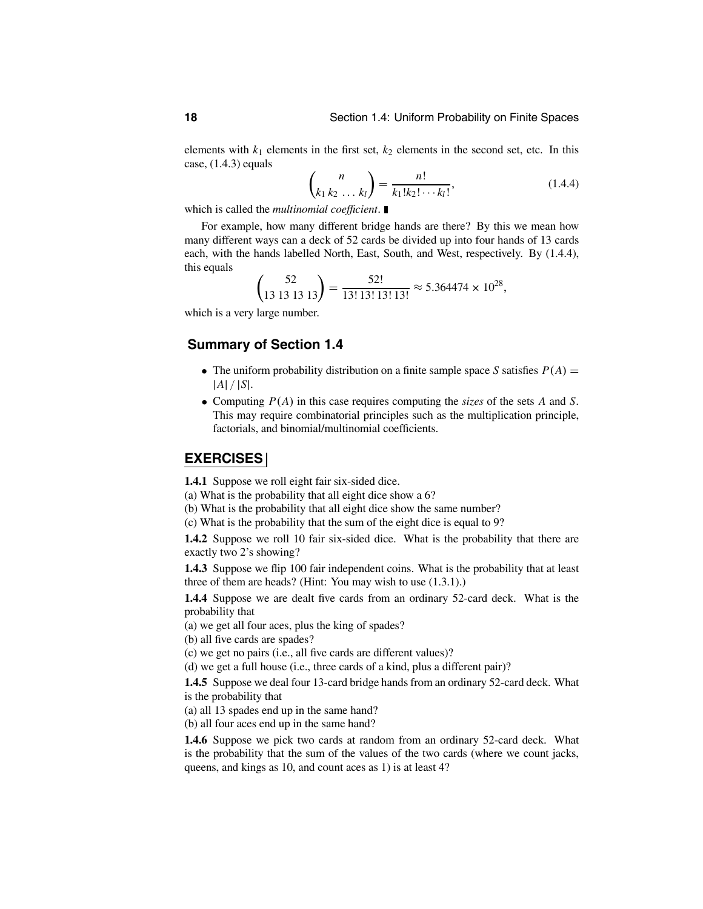elements with $k_1$ elements in the first set, $k_2$ elements in the second set, etc. In this case, (1.4.3) equals

$$\binom{n}{k_1\, k_2\, \ldots\, k_l} = \frac{n!}{k_1!k_2!\cdots k_l!}, \tag{1.4.4}$$

which is called the *multinomial coefficient*. ∎

For example, how many different bridge hands are there? By this we mean how many different ways can a deck of 52 cards be divided up into four hands of 13 cards each, with the hands labelled North, East, South, and West, respectively. By (1.4.4), this equals

$$\binom{52}{13\ 13\ 13\ 13} = \frac{52!}{13!\,13!\,13!\,13!} \approx 5.364474 \times 10^{28},$$

which is a very large number.

## Summary of Section 1.4

- The uniform probability distribution on a finite sample space $S$ satisfies $P(A) = |A|\,/\,|S|$.
- Computing $P(A)$ in this case requires computing the *sizes* of the sets $A$ and $S$. This may require combinatorial principles such as the multiplication principle, factorials, and binomial/multinomial coefficients.

## EXERCISES

**1.4.1** Suppose we roll eight fair six-sided dice.
(a) What is the probability that all eight dice show a 6?
(b) What is the probability that all eight dice show the same number?
(c) What is the probability that the sum of the eight dice is equal to 9?

**1.4.2** Suppose we roll 10 fair six-sided dice. What is the probability that there are exactly two 2's showing?

**1.4.3** Suppose we flip 100 fair independent coins. What is the probability that at least three of them are heads? (Hint: You may wish to use (1.3.1).)

**1.4.4** Suppose we are dealt five cards from an ordinary 52-card deck. What is the probability that
(a) we get all four aces, plus the king of spades?
(b) all five cards are spades?
(c) we get no pairs (i.e., all five cards are different values)?
(d) we get a full house (i.e., three cards of a kind, plus a different pair)?

**1.4.5** Suppose we deal four 13-card bridge hands from an ordinary 52-card deck. What is the probability that
(a) all 13 spades end up in the same hand?
(b) all four aces end up in the same hand?

**1.4.6** Suppose we pick two cards at random from an ordinary 52-card deck. What is the probability that the sum of the values of the two cards (where we count jacks, queens, and kings as 10, and count aces as 1) is at least 4?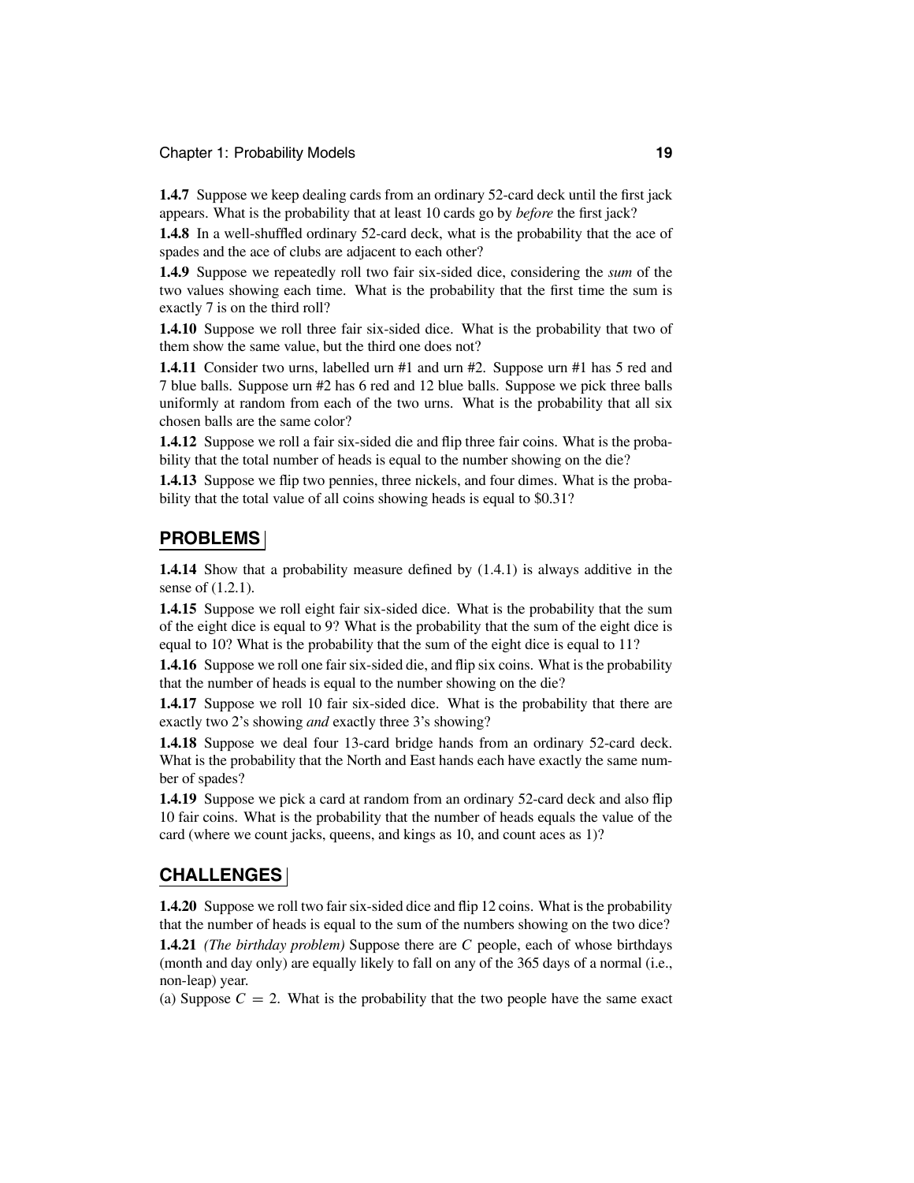**1.4.7** Suppose we keep dealing cards from an ordinary 52-card deck until the first jack appears. What is the probability that at least 10 cards go by *before* the first jack?

**1.4.8** In a well-shuffled ordinary 52-card deck, what is the probability that the ace of spades and the ace of clubs are adjacent to each other?

**1.4.9** Suppose we repeatedly roll two fair six-sided dice, considering the *sum* of the two values showing each time. What is the probability that the first time the sum is exactly 7 is on the third roll?

**1.4.10** Suppose we roll three fair six-sided dice. What is the probability that two of them show the same value, but the third one does not?

**1.4.11** Consider two urns, labelled urn #1 and urn #2. Suppose urn #1 has 5 red and 7 blue balls. Suppose urn #2 has 6 red and 12 blue balls. Suppose we pick three balls uniformly at random from each of the two urns. What is the probability that all six chosen balls are the same color?

**1.4.12** Suppose we roll a fair six-sided die and flip three fair coins. What is the probability that the total number of heads is equal to the number showing on the die?

**1.4.13** Suppose we flip two pennies, three nickels, and four dimes. What is the probability that the total value of all coins showing heads is equal to $0.31?

## PROBLEMS

**1.4.14** Show that a probability measure defined by (1.4.1) is always additive in the sense of (1.2.1).

**1.4.15** Suppose we roll eight fair six-sided dice. What is the probability that the sum of the eight dice is equal to 9? What is the probability that the sum of the eight dice is equal to 10? What is the probability that the sum of the eight dice is equal to 11?

**1.4.16** Suppose we roll one fair six-sided die, and flip six coins. What is the probability that the number of heads is equal to the number showing on the die?

**1.4.17** Suppose we roll 10 fair six-sided dice. What is the probability that there are exactly two 2's showing *and* exactly three 3's showing?

**1.4.18** Suppose we deal four 13-card bridge hands from an ordinary 52-card deck. What is the probability that the North and East hands each have exactly the same number of spades?

**1.4.19** Suppose we pick a card at random from an ordinary 52-card deck and also flip 10 fair coins. What is the probability that the number of heads equals the value of the card (where we count jacks, queens, and kings as 10, and count aces as 1)?

## CHALLENGES

**1.4.20** Suppose we roll two fair six-sided dice and flip 12 coins. What is the probability that the number of heads is equal to the sum of the numbers showing on the two dice?

**1.4.21** *(The birthday problem)* Suppose there are $C$ people, each of whose birthdays (month and day only) are equally likely to fall on any of the 365 days of a normal (i.e., non-leap) year.

(a) Suppose $C = 2$. What is the probability that the two people have the same exact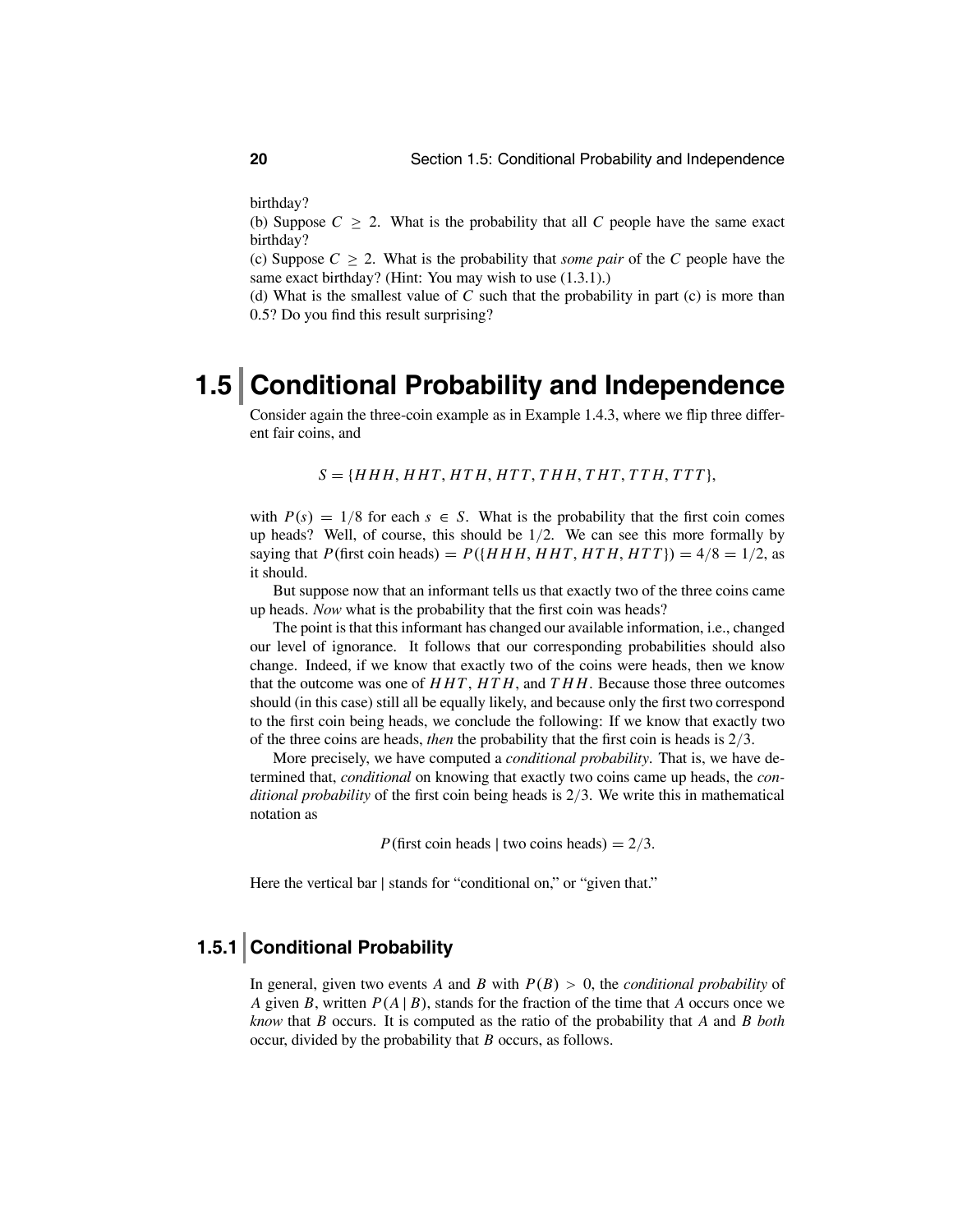birthday?

(b) Suppose $C \geq 2$. What is the probability that all $C$ people have the same exact birthday?

(c) Suppose $C \geq 2$. What is the probability that *some pair* of the $C$ people have the same exact birthday? (Hint: You may wish to use (1.3.1).)

(d) What is the smallest value of $C$ such that the probability in part (c) is more than 0.5? Do you find this result surprising?

# 1.5 Conditional Probability and Independence

Consider again the three-coin example as in Example 1.4.3, where we flip three different fair coins, and

$$S = \{HHH, HHT, HTH, HTT, THH, THT, TTH, TTT\},$$

with $P(s) = 1/8$ for each $s \in S$. What is the probability that the first coin comes up heads? Well, of course, this should be $1/2$. We can see this more formally by saying that $P(\text{first coin heads}) = P(\{HHH, HHT, HTH, HTT\}) = 4/8 = 1/2$, as it should.

But suppose now that an informant tells us that exactly two of the three coins came up heads. *Now* what is the probability that the first coin was heads?

The point is that this informant has changed our available information, i.e., changed our level of ignorance. It follows that our corresponding probabilities should also change. Indeed, if we know that exactly two of the coins were heads, then we know that the outcome was one of $HHT$, $HTH$, and $THH$. Because those three outcomes should (in this case) still all be equally likely, and because only the first two correspond to the first coin being heads, we conclude the following: If we know that exactly two of the three coins are heads, *then* the probability that the first coin is heads is $2/3$.

More precisely, we have computed a *conditional probability*. That is, we have determined that, *conditional* on knowing that exactly two coins came up heads, the *conditional probability* of the first coin being heads is $2/3$. We write this in mathematical notation as

$$P(\text{first coin heads} \mid \text{two coins heads}) = 2/3.$$

Here the vertical bar | stands for "conditional on," or "given that."

## 1.5.1 Conditional Probability

In general, given two events $A$ and $B$ with $P(B) > 0$, the *conditional probability* of $A$ given $B$, written $P(A \mid B)$, stands for the fraction of the time that $A$ occurs once we *know* that $B$ occurs. It is computed as the ratio of the probability that $A$ and $B$ *both* occur, divided by the probability that $B$ occurs, as follows.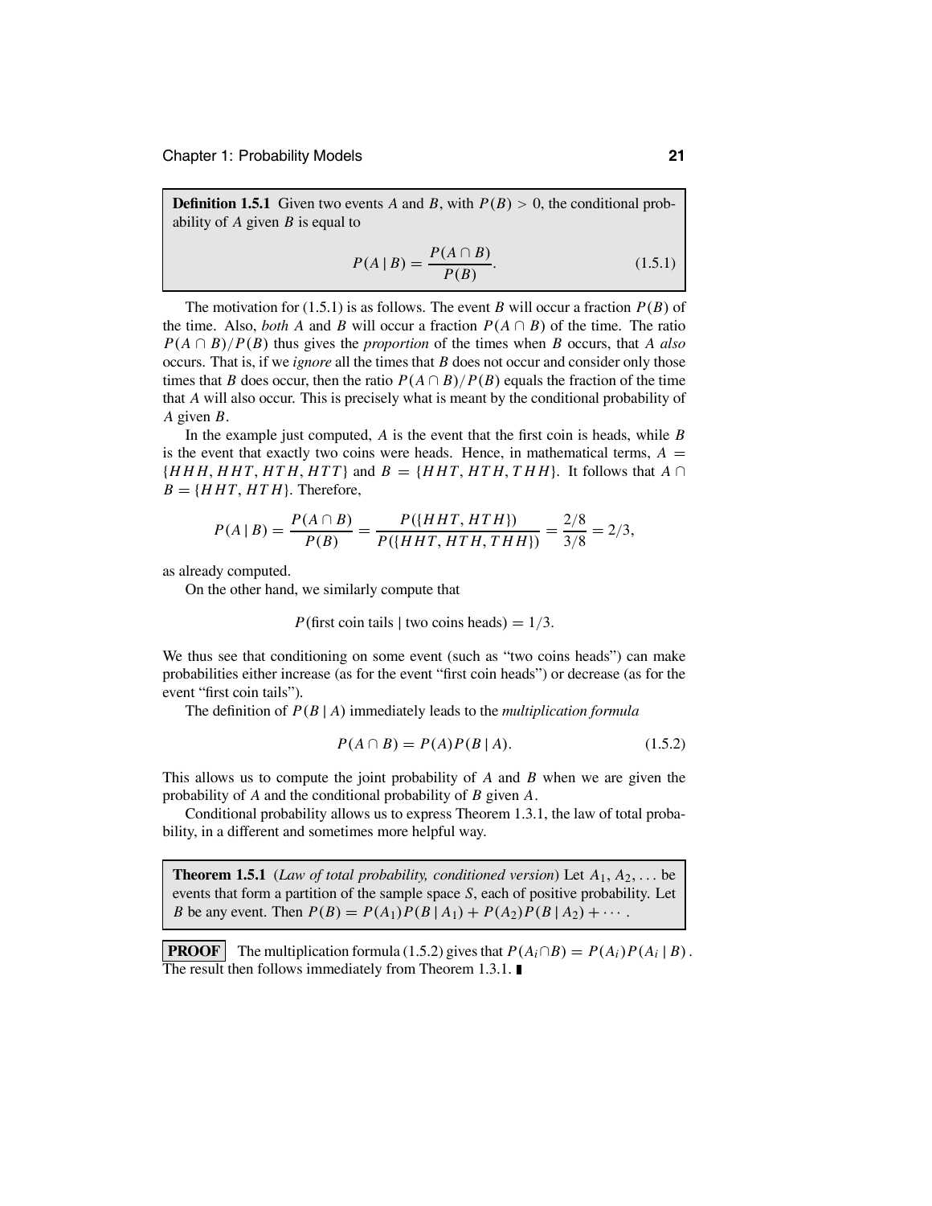**Definition 1.5.1** Given two events $A$ and $B$, with $P(B) > 0$, the conditional probability of $A$ given $B$ is equal to

$$P(A \mid B) = \frac{P(A \cap B)}{P(B)}. \tag{1.5.1}$$

The motivation for (1.5.1) is as follows. The event $B$ will occur a fraction $P(B)$ of the time. Also, *both* $A$ and $B$ will occur a fraction $P(A \cap B)$ of the time. The ratio $P(A \cap B)/P(B)$ thus gives the *proportion* of the times when $B$ occurs, that $A$ *also* occurs. That is, if we *ignore* all the times that $B$ does not occur and consider only those times that $B$ does occur, then the ratio $P(A \cap B)/P(B)$ equals the fraction of the time that $A$ will also occur. This is precisely what is meant by the conditional probability of $A$ given $B$.

In the example just computed, $A$ is the event that the first coin is heads, while $B$ is the event that exactly two coins were heads. Hence, in mathematical terms, $A = \{HHH, HHT, HTH, HTT\}$ and $B = \{HHT, HTH, THH\}$. It follows that $A \cap B = \{HHT, HTH\}$. Therefore,

$$P(A \mid B) = \frac{P(A \cap B)}{P(B)} = \frac{P(\{HHT, HTH\})}{P(\{HHT, HTH, THH\})} = \frac{2/8}{3/8} = 2/3,$$

as already computed.

On the other hand, we similarly compute that

$$P(\text{first coin tails} \mid \text{two coins heads}) = 1/3.$$

We thus see that conditioning on some event (such as "two coins heads") can make probabilities either increase (as for the event "first coin heads") or decrease (as for the event "first coin tails").

The definition of $P(B \mid A)$ immediately leads to the *multiplication formula*

$$P(A \cap B) = P(A)P(B \mid A). \tag{1.5.2}$$

This allows us to compute the joint probability of $A$ and $B$ when we are given the probability of $A$ and the conditional probability of $B$ given $A$.

Conditional probability allows us to express Theorem 1.3.1, the law of total probability, in a different and sometimes more helpful way.

**Theorem 1.5.1** (*Law of total probability, conditioned version*) Let $A_1, A_2, \ldots$ be events that form a partition of the sample space $S$, each of positive probability. Let $B$ be any event. Then $P(B) = P(A_1)P(B \mid A_1) + P(A_2)P(B \mid A_2) + \cdots$.

**PROOF** The multiplication formula (1.5.2) gives that $P(A_i \cap B) = P(A_i)P(A_i \mid B)$. The result then follows immediately from Theorem 1.3.1. ∎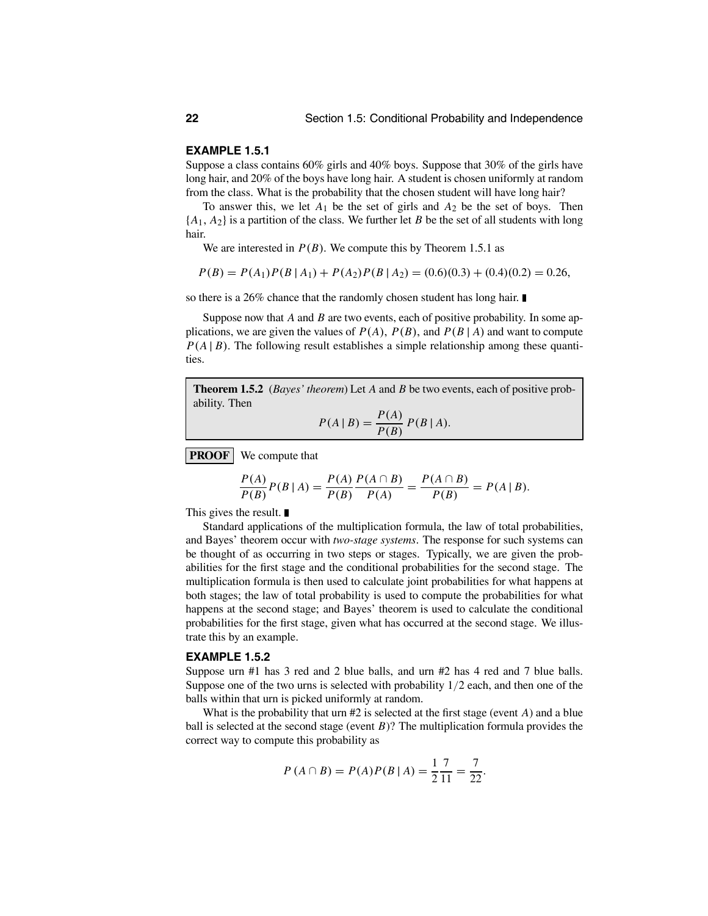### EXAMPLE 1.5.1

Suppose a class contains 60% girls and 40% boys. Suppose that 30% of the girls have long hair, and 20% of the boys have long hair. A student is chosen uniformly at random from the class. What is the probability that the chosen student will have long hair?

To answer this, we let $A_1$ be the set of girls and $A_2$ be the set of boys. Then $\{A_1, A_2\}$ is a partition of the class. We further let $B$ be the set of all students with long hair.

We are interested in $P(B)$. We compute this by Theorem 1.5.1 as

$$P(B) = P(A_1)P(B \mid A_1) + P(A_2)P(B \mid A_2) = (0.6)(0.3) + (0.4)(0.2) = 0.26,$$

so there is a 26% chance that the randomly chosen student has long hair. ∎

Suppose now that $A$ and $B$ are two events, each of positive probability. In some applications, we are given the values of $P(A)$, $P(B)$, and $P(B \mid A)$ and want to compute $P(A \mid B)$. The following result establishes a simple relationship among these quantities.

**Theorem 1.5.2** (*Bayes' theorem*) Let $A$ and $B$ be two events, each of positive probability. Then

$$P(A \mid B) = \frac{P(A)}{P(B)}\, P(B \mid A).$$

**PROOF** We compute that

$$\frac{P(A)}{P(B)}P(B \mid A) = \frac{P(A)}{P(B)}\frac{P(A \cap B)}{P(A)} = \frac{P(A \cap B)}{P(B)} = P(A \mid B).$$

This gives the result. ∎

Standard applications of the multiplication formula, the law of total probabilities, and Bayes' theorem occur with *two-stage systems*. The response for such systems can be thought of as occurring in two steps or stages. Typically, we are given the probabilities for the first stage and the conditional probabilities for the second stage. The multiplication formula is then used to calculate joint probabilities for what happens at both stages; the law of total probability is used to compute the probabilities for what happens at the second stage; and Bayes' theorem is used to calculate the conditional probabilities for the first stage, given what has occurred at the second stage. We illustrate this by an example.

### EXAMPLE 1.5.2

Suppose urn #1 has 3 red and 2 blue balls, and urn #2 has 4 red and 7 blue balls. Suppose one of the two urns is selected with probability $1/2$ each, and then one of the balls within that urn is picked uniformly at random.

What is the probability that urn #2 is selected at the first stage (event $A$) and a blue ball is selected at the second stage (event $B$)? The multiplication formula provides the correct way to compute this probability as

$$P(A \cap B) = P(A)P(B \mid A) = \frac{1}{2}\frac{7}{11} = \frac{7}{22}.$$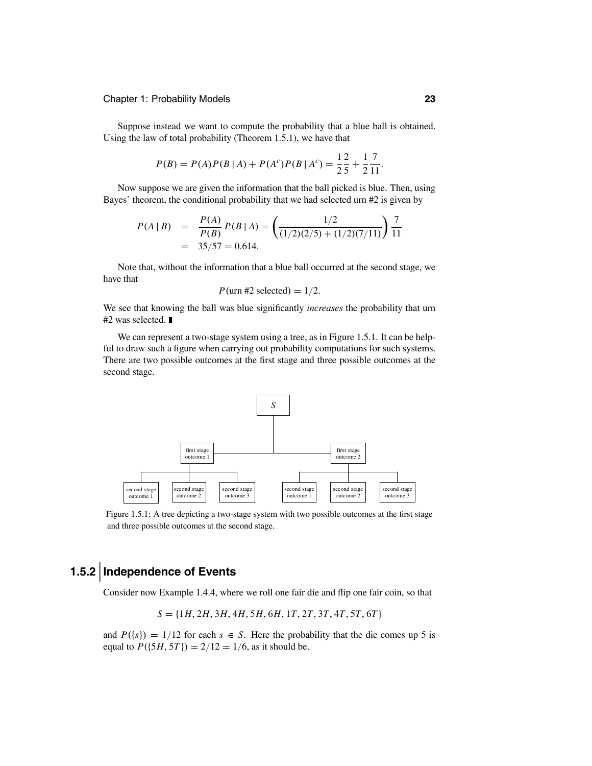Suppose instead we want to compute the probability that a blue ball is obtained. Using the law of total probability (Theorem 1.5.1), we have that

$$P(B) = P(A)P(B \mid A) + P(A^c)P(B \mid A^c) = \frac{1}{2}\frac{2}{5} + \frac{1}{2}\frac{7}{11}.$$

Now suppose we are given the information that the ball picked is blue. Then, using Bayes' theorem, the conditional probability that we had selected urn #2 is given by

$$\begin{aligned} P(A \mid B) &= \frac{P(A)}{P(B)} P(B \mid A) = \left( \frac{1/2}{(1/2)(2/5) + (1/2)(7/11)} \right) \frac{7}{11} \\ &= 35/57 = 0.614. \end{aligned}$$

Note that, without the information that a blue ball occurred at the second stage, we have that

$$P(\text{urn \#2 selected}) = 1/2.$$

We see that knowing the ball was blue significantly *increases* the probability that urn #2 was selected. ∎

We can represent a two-stage system using a tree, as in Figure 1.5.1. It can be helpful to draw such a figure when carrying out probability computations for such systems. There are two possible outcomes at the first stage and three possible outcomes at the second stage.

```
                                   S
                                   |
           +-----------------------+-----------------------+
           |                                               |
     first stage                                     first stage
      outcome 1                                       outcome 2
           |                                               |
   +-------+-------+                               +-------+-------+
   |       |       |                               |       |       |
second   second   second                        second   second   second
 stage    stage    stage                         stage    stage    stage
outcome 1 outcome 2 outcome 3                  outcome 1 outcome 2 outcome 3
```

Figure 1.5.1: A tree depicting a two-stage system with two possible outcomes at the first stage and three possible outcomes at the second stage.

## 1.5.2 Independence of Events

Consider now Example 1.4.4, where we roll one fair die and flip one fair coin, so that

$$S = \{1H, 2H, 3H, 4H, 5H, 6H, 1T, 2T, 3T, 4T, 5T, 6T\}$$

and $P(\{s\}) = 1/12$ for each $s \in S$. Here the probability that the die comes up 5 is equal to $P(\{5H, 5T\}) = 2/12 = 1/6$, as it should be.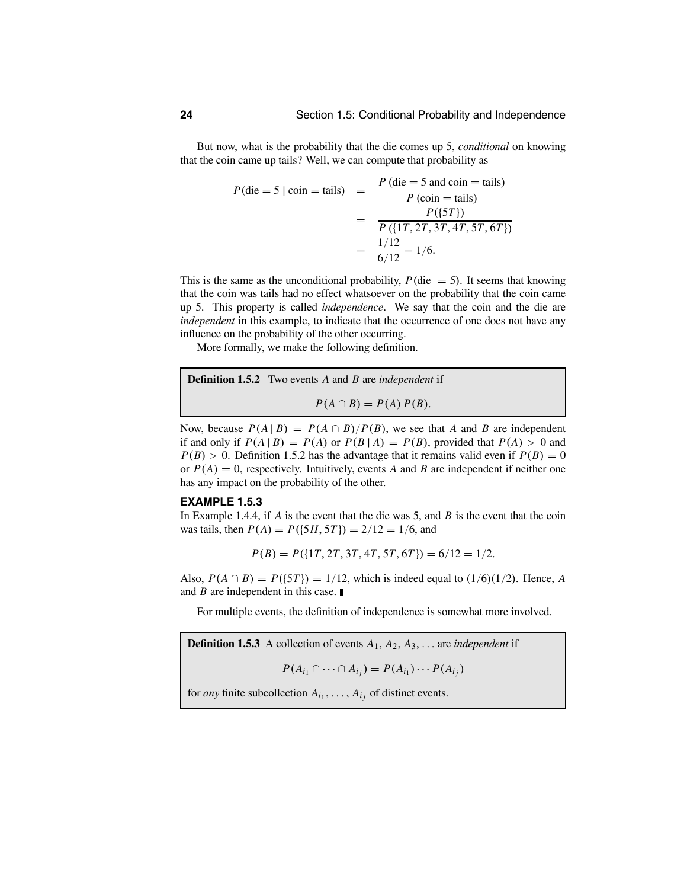But now, what is the probability that the die comes up 5, *conditional* on knowing that the coin came up tails? Well, we can compute that probability as

$$
\begin{aligned}
P(\text{die} = 5 \mid \text{coin} = \text{tails}) &= \frac{P\,(\text{die} = 5 \text{ and coin} = \text{tails})}{P\,(\text{coin} = \text{tails})} \\
&= \frac{P(\{5T\})}{P\,(\{1T, 2T, 3T, 4T, 5T, 6T\})} \\
&= \frac{1/12}{6/12} = 1/6.
\end{aligned}
$$

This is the same as the unconditional probability, $P(\text{die} = 5)$. It seems that knowing that the coin was tails had no effect whatsoever on the probability that the coin came up 5. This property is called *independence*. We say that the coin and the die are *independent* in this example, to indicate that the occurrence of one does not have any influence on the probability of the other occurring.

More formally, we make the following definition.

> **Definition 1.5.2** Two events $A$ and $B$ are *independent* if
>
> $$P(A \cap B) = P(A)\,P(B).$$

Now, because $P(A \mid B) = P(A \cap B)/P(B)$, we see that $A$ and $B$ are independent if and only if $P(A \mid B) = P(A)$ or $P(B \mid A) = P(B)$, provided that $P(A) > 0$ and $P(B) > 0$. Definition 1.5.2 has the advantage that it remains valid even if $P(B) = 0$ or $P(A) = 0$, respectively. Intuitively, events $A$ and $B$ are independent if neither one has any impact on the probability of the other.

### EXAMPLE 1.5.3

In Example 1.4.4, if $A$ is the event that the die was 5, and $B$ is the event that the coin was tails, then $P(A) = P(\{5H, 5T\}) = 2/12 = 1/6$, and

$$P(B) = P(\{1T, 2T, 3T, 4T, 5T, 6T\}) = 6/12 = 1/2.$$

Also, $P(A \cap B) = P(\{5T\}) = 1/12$, which is indeed equal to $(1/6)(1/2)$. Hence, $A$ and $B$ are independent in this case. ∎

For multiple events, the definition of independence is somewhat more involved.

> **Definition 1.5.3** A collection of events $A_1, A_2, A_3, \ldots$ are *independent* if
>
> $$P(A_{i_1} \cap \cdots \cap A_{i_j}) = P(A_{i_1}) \cdots P(A_{i_j})$$
>
> for *any* finite subcollection $A_{i_1}, \ldots, A_{i_j}$ of distinct events.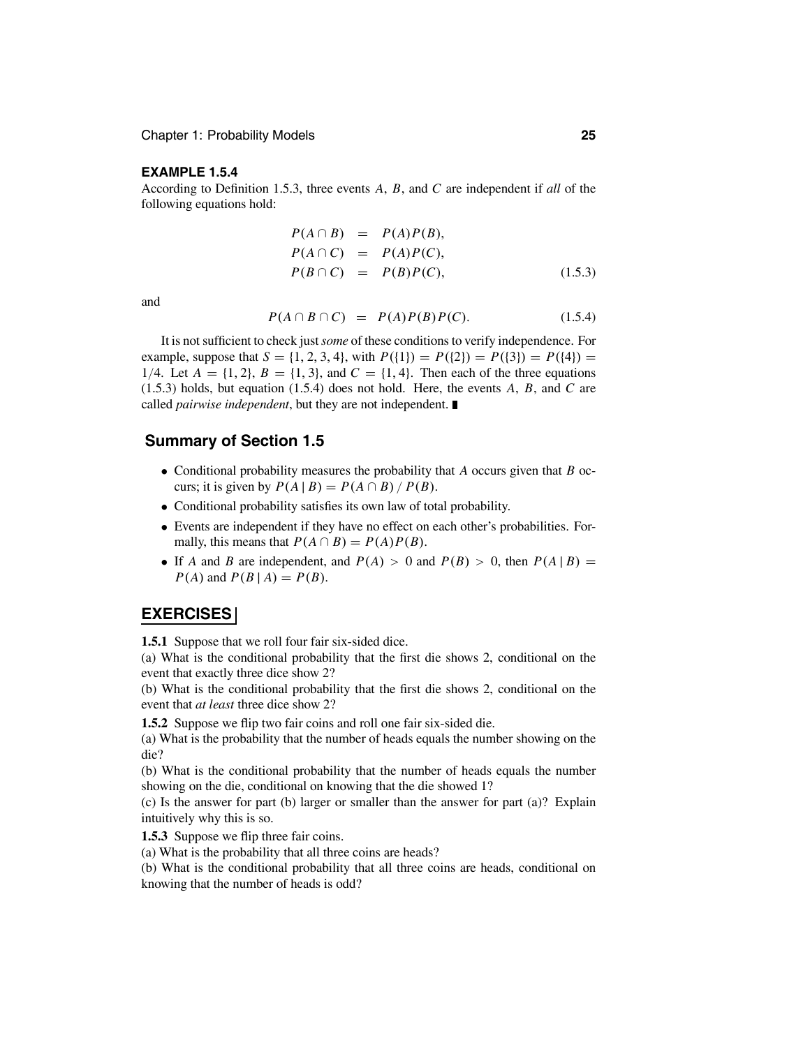**EXAMPLE 1.5.4**

According to Definition 1.5.3, three events $A$, $B$, and $C$ are independent if *all* of the following equations hold:

$$
\begin{aligned}
P(A \cap B) &= P(A)P(B), \\
P(A \cap C) &= P(A)P(C), \\
P(B \cap C) &= P(B)P(C), \qquad (1.5.3)
\end{aligned}
$$

and

$$
P(A \cap B \cap C) = P(A)P(B)P(C). \qquad (1.5.4)
$$

It is not sufficient to check just *some* of these conditions to verify independence. For example, suppose that $S = \{1, 2, 3, 4\}$, with $P(\{1\}) = P(\{2\}) = P(\{3\}) = P(\{4\}) = 1/4$. Let $A = \{1, 2\}$, $B = \{1, 3\}$, and $C = \{1, 4\}$. Then each of the three equations (1.5.3) holds, but equation (1.5.4) does not hold. Here, the events $A$, $B$, and $C$ are called *pairwise independent*, but they are not independent. ∎

## Summary of Section 1.5

- Conditional probability measures the probability that $A$ occurs given that $B$ occurs; it is given by $P(A \mid B) = P(A \cap B) \,/\, P(B)$.
- Conditional probability satisfies its own law of total probability.
- Events are independent if they have no effect on each other's probabilities. Formally, this means that $P(A \cap B) = P(A)P(B)$.
- If $A$ and $B$ are independent, and $P(A) > 0$ and $P(B) > 0$, then $P(A \mid B) = P(A)$ and $P(B \mid A) = P(B)$.

## EXERCISES

**1.5.1** Suppose that we roll four fair six-sided dice.
(a) What is the conditional probability that the first die shows 2, conditional on the event that exactly three dice show 2?
(b) What is the conditional probability that the first die shows 2, conditional on the event that *at least* three dice show 2?

**1.5.2** Suppose we flip two fair coins and roll one fair six-sided die.
(a) What is the probability that the number of heads equals the number showing on the die?
(b) What is the conditional probability that the number of heads equals the number showing on the die, conditional on knowing that the die showed 1?
(c) Is the answer for part (b) larger or smaller than the answer for part (a)? Explain intuitively why this is so.

**1.5.3** Suppose we flip three fair coins.
(a) What is the probability that all three coins are heads?
(b) What is the conditional probability that all three coins are heads, conditional on knowing that the number of heads is odd?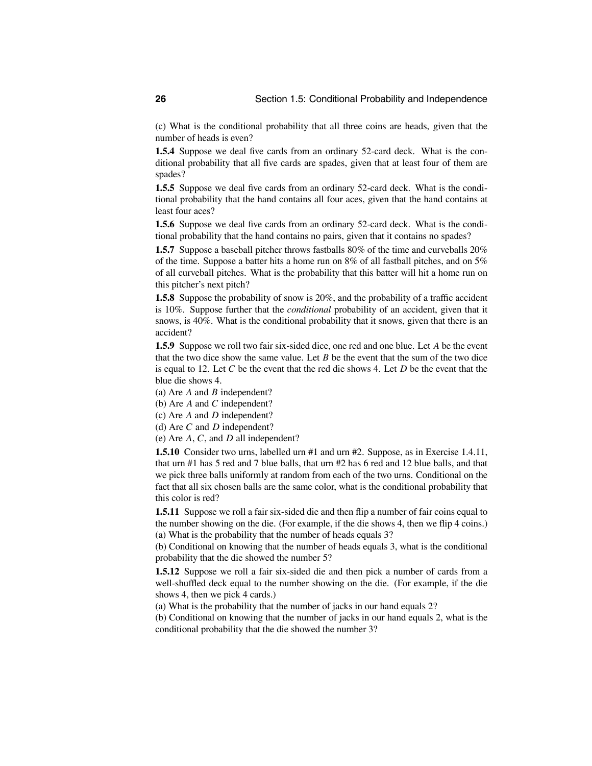(c) What is the conditional probability that all three coins are heads, given that the number of heads is even?

**1.5.4** Suppose we deal five cards from an ordinary 52-card deck. What is the conditional probability that all five cards are spades, given that at least four of them are spades?

**1.5.5** Suppose we deal five cards from an ordinary 52-card deck. What is the conditional probability that the hand contains all four aces, given that the hand contains at least four aces?

**1.5.6** Suppose we deal five cards from an ordinary 52-card deck. What is the conditional probability that the hand contains no pairs, given that it contains no spades?

**1.5.7** Suppose a baseball pitcher throws fastballs 80% of the time and curveballs 20% of the time. Suppose a batter hits a home run on 8% of all fastball pitches, and on 5% of all curveball pitches. What is the probability that this batter will hit a home run on this pitcher's next pitch?

**1.5.8** Suppose the probability of snow is 20%, and the probability of a traffic accident is 10%. Suppose further that the *conditional* probability of an accident, given that it snows, is 40%. What is the conditional probability that it snows, given that there is an accident?

**1.5.9** Suppose we roll two fair six-sided dice, one red and one blue. Let $A$ be the event that the two dice show the same value. Let $B$ be the event that the sum of the two dice is equal to 12. Let $C$ be the event that the red die shows 4. Let $D$ be the event that the blue die shows 4.

(a) Are $A$ and $B$ independent?

(b) Are $A$ and $C$ independent?

(c) Are $A$ and $D$ independent?

(d) Are $C$ and $D$ independent?

(e) Are $A$, $C$, and $D$ all independent?

**1.5.10** Consider two urns, labelled urn #1 and urn #2. Suppose, as in Exercise 1.4.11, that urn #1 has 5 red and 7 blue balls, that urn #2 has 6 red and 12 blue balls, and that we pick three balls uniformly at random from each of the two urns. Conditional on the fact that all six chosen balls are the same color, what is the conditional probability that this color is red?

**1.5.11** Suppose we roll a fair six-sided die and then flip a number of fair coins equal to the number showing on the die. (For example, if the die shows 4, then we flip 4 coins.)

(a) What is the probability that the number of heads equals 3?

(b) Conditional on knowing that the number of heads equals 3, what is the conditional probability that the die showed the number 5?

**1.5.12** Suppose we roll a fair six-sided die and then pick a number of cards from a well-shuffled deck equal to the number showing on the die. (For example, if the die shows 4, then we pick 4 cards.)

(a) What is the probability that the number of jacks in our hand equals 2?

(b) Conditional on knowing that the number of jacks in our hand equals 2, what is the conditional probability that the die showed the number 3?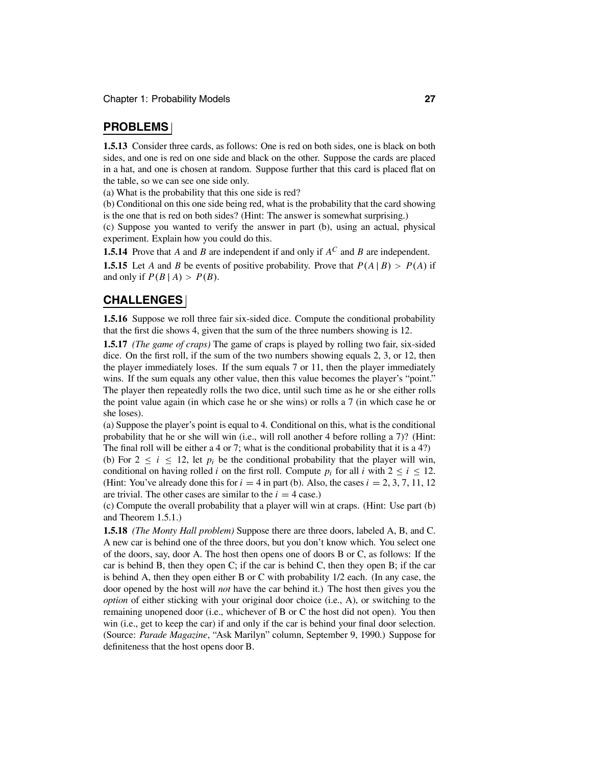## PROBLEMS

**1.5.13** Consider three cards, as follows: One is red on both sides, one is black on both sides, and one is red on one side and black on the other. Suppose the cards are placed in a hat, and one is chosen at random. Suppose further that this card is placed flat on the table, so we can see one side only.
(a) What is the probability that this one side is red?
(b) Conditional on this one side being red, what is the probability that the card showing is the one that is red on both sides? (Hint: The answer is somewhat surprising.)
(c) Suppose you wanted to verify the answer in part (b), using an actual, physical experiment. Explain how you could do this.

**1.5.14** Prove that $A$ and $B$ are independent if and only if $A^C$ and $B$ are independent.

**1.5.15** Let $A$ and $B$ be events of positive probability. Prove that $P(A \mid B) > P(A)$ if and only if $P(B \mid A) > P(B)$.

## CHALLENGES

**1.5.16** Suppose we roll three fair six-sided dice. Compute the conditional probability that the first die shows 4, given that the sum of the three numbers showing is 12.

**1.5.17** *(The game of craps)* The game of craps is played by rolling two fair, six-sided dice. On the first roll, if the sum of the two numbers showing equals 2, 3, or 12, then the player immediately loses. If the sum equals 7 or 11, then the player immediately wins. If the sum equals any other value, then this value becomes the player's "point." The player then repeatedly rolls the two dice, until such time as he or she either rolls the point value again (in which case he or she wins) or rolls a 7 (in which case he or she loses).
(a) Suppose the player's point is equal to 4. Conditional on this, what is the conditional probability that he or she will win (i.e., will roll another 4 before rolling a 7)? (Hint: The final roll will be either a 4 or 7; what is the conditional probability that it is a 4?)
(b) For $2 \leq i \leq 12$, let $p_i$ be the conditional probability that the player will win, conditional on having rolled $i$ on the first roll. Compute $p_i$ for all $i$ with $2 \leq i \leq 12$. (Hint: You've already done this for $i = 4$ in part (b). Also, the cases $i = 2, 3, 7, 11, 12$ are trivial. The other cases are similar to the $i = 4$ case.)
(c) Compute the overall probability that a player will win at craps. (Hint: Use part (b) and Theorem 1.5.1.)

**1.5.18** *(The Monty Hall problem)* Suppose there are three doors, labeled A, B, and C. A new car is behind one of the three doors, but you don't know which. You select one of the doors, say, door A. The host then opens one of doors B or C, as follows: If the car is behind B, then they open C; if the car is behind C, then they open B; if the car is behind A, then they open either B or C with probability 1/2 each. (In any case, the door opened by the host will *not* have the car behind it.) The host then gives you the *option* of either sticking with your original door choice (i.e., A), or switching to the remaining unopened door (i.e., whichever of B or C the host did not open). You then win (i.e., get to keep the car) if and only if the car is behind your final door selection. (Source: *Parade Magazine*, "Ask Marilyn" column, September 9, 1990.) Suppose for definiteness that the host opens door B.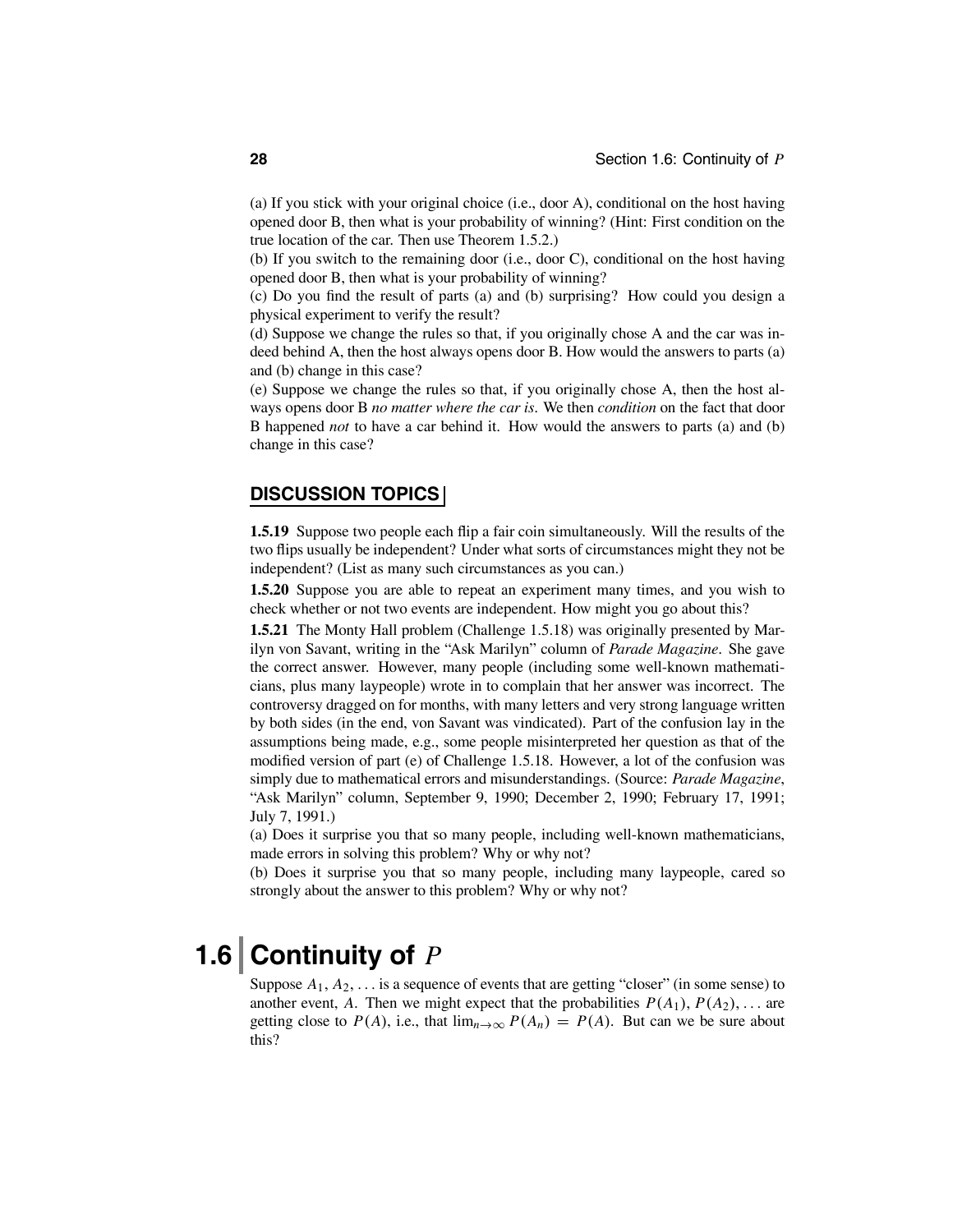(a) If you stick with your original choice (i.e., door A), conditional on the host having opened door B, then what is your probability of winning? (Hint: First condition on the true location of the car. Then use Theorem 1.5.2.)

(b) If you switch to the remaining door (i.e., door C), conditional on the host having opened door B, then what is your probability of winning?

(c) Do you find the result of parts (a) and (b) surprising? How could you design a physical experiment to verify the result?

(d) Suppose we change the rules so that, if you originally chose A and the car was indeed behind A, then the host always opens door B. How would the answers to parts (a) and (b) change in this case?

(e) Suppose we change the rules so that, if you originally chose A, then the host always opens door B *no matter where the car is*. We then *condition* on the fact that door B happened *not* to have a car behind it. How would the answers to parts (a) and (b) change in this case?

## DISCUSSION TOPICS

**1.5.19** Suppose two people each flip a fair coin simultaneously. Will the results of the two flips usually be independent? Under what sorts of circumstances might they not be independent? (List as many such circumstances as you can.)

**1.5.20** Suppose you are able to repeat an experiment many times, and you wish to check whether or not two events are independent. How might you go about this?

**1.5.21** The Monty Hall problem (Challenge 1.5.18) was originally presented by Marilyn von Savant, writing in the "Ask Marilyn" column of *Parade Magazine*. She gave the correct answer. However, many people (including some well-known mathematicians, plus many laypeople) wrote in to complain that her answer was incorrect. The controversy dragged on for months, with many letters and very strong language written by both sides (in the end, von Savant was vindicated). Part of the confusion lay in the assumptions being made, e.g., some people misinterpreted her question as that of the modified version of part (e) of Challenge 1.5.18. However, a lot of the confusion was simply due to mathematical errors and misunderstandings. (Source: *Parade Magazine*, "Ask Marilyn" column, September 9, 1990; December 2, 1990; February 17, 1991; July 7, 1991.)

(a) Does it surprise you that so many people, including well-known mathematicians, made errors in solving this problem? Why or why not?

(b) Does it surprise you that so many people, including many laypeople, cared so strongly about the answer to this problem? Why or why not?

# 1.6 Continuity of $P$

Suppose $A_1, A_2, \ldots$ is a sequence of events that are getting "closer" (in some sense) to another event, $A$. Then we might expect that the probabilities $P(A_1), P(A_2), \ldots$ are getting close to $P(A)$, i.e., that $\lim_{n\to\infty} P(A_n) = P(A)$. But can we be sure about this?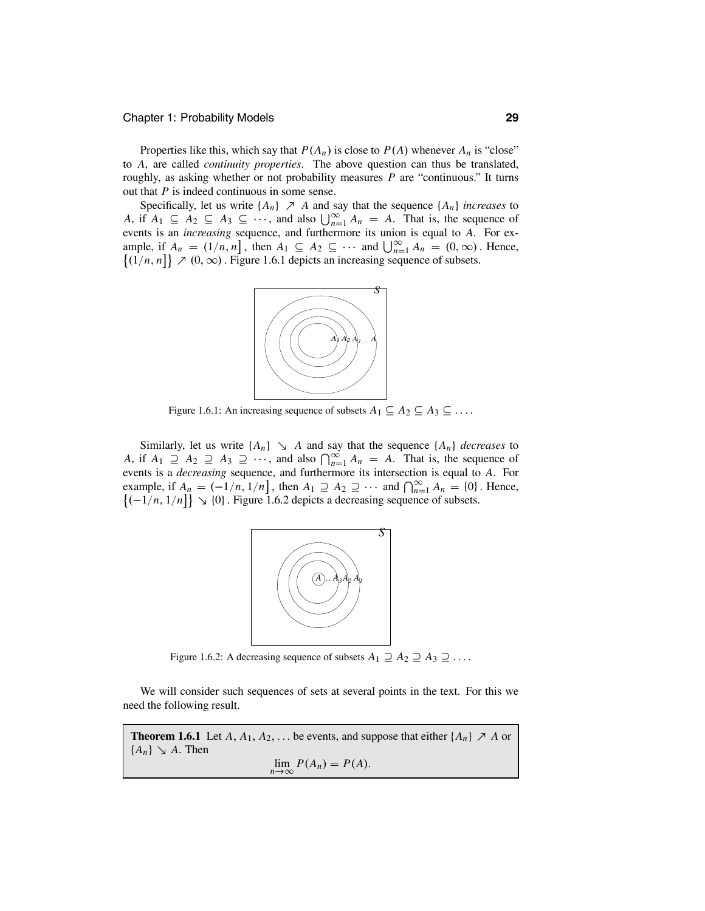Properties like this, which say that $P(A_n)$ is close to $P(A)$ whenever $A_n$ is "close" to $A$, are called *continuity properties*. The above question can thus be translated, roughly, as asking whether or not probability measures $P$ are "continuous." It turns out that $P$ is indeed continuous in some sense.

Specifically, let us write $\{A_n\} \nearrow A$ and say that the sequence $\{A_n\}$ *increases* to $A$, if $A_1 \subseteq A_2 \subseteq A_3 \subseteq \cdots$, and also $\bigcup_{n=1}^{\infty} A_n = A$. That is, the sequence of events is an *increasing* sequence, and furthermore its union is equal to $A$. For example, if $A_n = (1/n, n]$, then $A_1 \subseteq A_2 \subseteq \cdots$ and $\bigcup_{n=1}^{\infty} A_n = (0, \infty)$. Hence, $\{(1/n, n]\} \nearrow (0, \infty)$. Figure 1.6.1 depicts an increasing sequence of subsets.

Figure 1.6.1: An increasing sequence of subsets $A_1 \subseteq A_2 \subseteq A_3 \subseteq \ldots$.

Similarly, let us write $\{A_n\} \searrow A$ and say that the sequence $\{A_n\}$ *decreases* to $A$, if $A_1 \supseteq A_2 \supseteq A_3 \supseteq \cdots$, and also $\bigcap_{n=1}^{\infty} A_n = A$. That is, the sequence of events is a *decreasing* sequence, and furthermore its intersection is equal to $A$. For example, if $A_n = (-1/n, 1/n]$, then $A_1 \supseteq A_2 \supseteq \cdots$ and $\bigcap_{n=1}^{\infty} A_n = \{0\}$. Hence, $\{(-1/n, 1/n]\} \searrow \{0\}$. Figure 1.6.2 depicts a decreasing sequence of subsets.

Figure 1.6.2: A decreasing sequence of subsets $A_1 \supseteq A_2 \supseteq A_3 \supseteq \ldots$.

We will consider such sequences of sets at several points in the text. For this we need the following result.

**Theorem 1.6.1** Let $A, A_1, A_2, \ldots$ be events, and suppose that either $\{A_n\} \nearrow A$ or $\{A_n\} \searrow A$. Then

$$\lim_{n \to \infty} P(A_n) = P(A).$$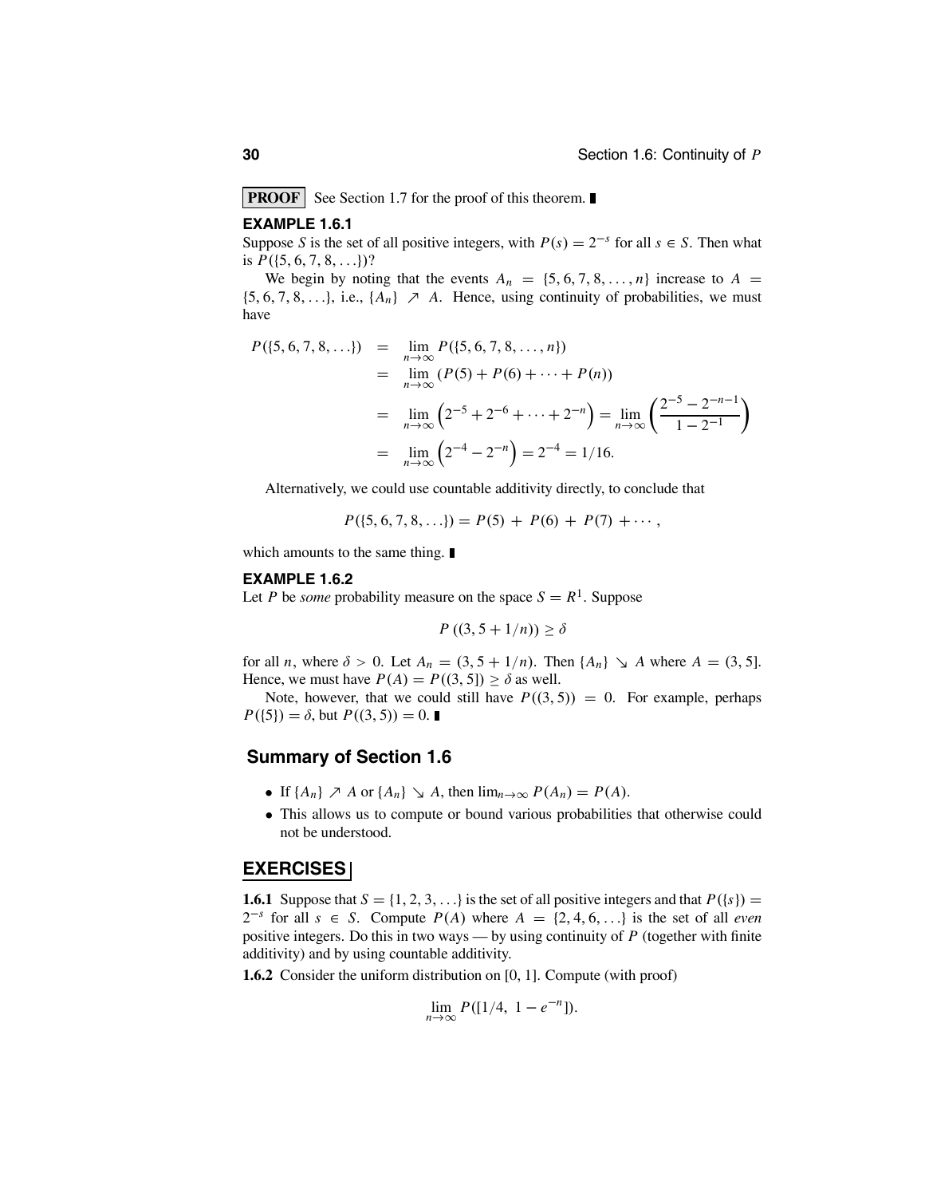**PROOF** See Section 1.7 for the proof of this theorem. ∎

### EXAMPLE 1.6.1

Suppose $S$ is the set of all positive integers, with $P(s) = 2^{-s}$ for all $s \in S$. Then what is $P(\{5, 6, 7, 8, \ldots\})$?

We begin by noting that the events $A_n = \{5, 6, 7, 8, \ldots, n\}$ increase to $A = \{5, 6, 7, 8, \ldots\}$, i.e., $\{A_n\} \nearrow A$. Hence, using continuity of probabilities, we must have

$$
\begin{aligned}
P(\{5, 6, 7, 8, \ldots\}) &= \lim_{n \to \infty} P(\{5, 6, 7, 8, \ldots, n\}) \\
&= \lim_{n \to \infty} (P(5) + P(6) + \cdots + P(n)) \\
&= \lim_{n \to \infty} \left(2^{-5} + 2^{-6} + \cdots + 2^{-n}\right) = \lim_{n \to \infty} \left(\frac{2^{-5} - 2^{-n-1}}{1 - 2^{-1}}\right) \\
&= \lim_{n \to \infty} \left(2^{-4} - 2^{-n}\right) = 2^{-4} = 1/16.
\end{aligned}
$$

Alternatively, we could use countable additivity directly, to conclude that

$$P(\{5, 6, 7, 8, \ldots\}) = P(5) + P(6) + P(7) + \cdots,$$

which amounts to the same thing. ∎

### EXAMPLE 1.6.2

Let $P$ be *some* probability measure on the space $S = R^1$. Suppose

$$P((3, 5 + 1/n)) \geq \delta$$

for all $n$, where $\delta > 0$. Let $A_n = (3, 5 + 1/n)$. Then $\{A_n\} \searrow A$ where $A = (3, 5]$. Hence, we must have $P(A) = P((3, 5]) \geq \delta$ as well.

Note, however, that we could still have $P((3, 5)) = 0$. For example, perhaps $P(\{5\}) = \delta$, but $P((3, 5)) = 0$. ∎

## Summary of Section 1.6

- If $\{A_n\} \nearrow A$ or $\{A_n\} \searrow A$, then $\lim_{n \to \infty} P(A_n) = P(A)$.
- This allows us to compute or bound various probabilities that otherwise could not be understood.

## EXERCISES

**1.6.1** Suppose that $S = \{1, 2, 3, \ldots\}$ is the set of all positive integers and that $P(\{s\}) = 2^{-s}$ for all $s \in S$. Compute $P(A)$ where $A = \{2, 4, 6, \ldots\}$ is the set of all *even* positive integers. Do this in two ways — by using continuity of $P$ (together with finite additivity) and by using countable additivity.

**1.6.2** Consider the uniform distribution on $[0, 1]$. Compute (with proof)

$$\lim_{n \to \infty} P([1/4,\ 1 - e^{-n}]).$$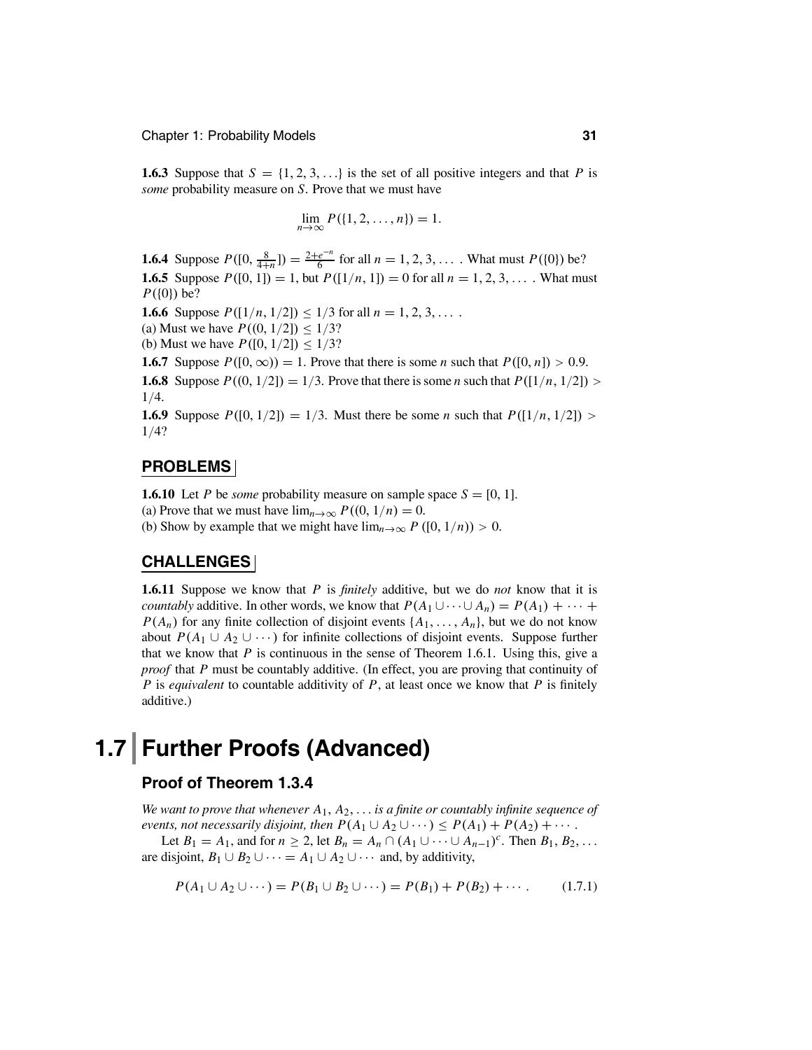**1.6.3** Suppose that $S = \{1, 2, 3, \ldots\}$ is the set of all positive integers and that $P$ is *some* probability measure on $S$. Prove that we must have

$$\lim_{n\to\infty} P(\{1, 2, \ldots, n\}) = 1.$$

**1.6.4** Suppose $P([0, \frac{8}{4+n}]) = \frac{2+e^{-n}}{6}$ for all $n = 1, 2, 3, \ldots$ . What must $P(\{0\})$ be?

**1.6.5** Suppose $P([0, 1]) = 1$, but $P([1/n, 1]) = 0$ for all $n = 1, 2, 3, \ldots$ . What must $P(\{0\})$ be?

**1.6.6** Suppose $P([1/n, 1/2]) \le 1/3$ for all $n = 1, 2, 3, \ldots$ .
(a) Must we have $P((0, 1/2]) \le 1/3$?
(b) Must we have $P([0, 1/2]) \le 1/3$?

**1.6.7** Suppose $P([0, \infty)) = 1$. Prove that there is some $n$ such that $P([0, n]) > 0.9$.

**1.6.8** Suppose $P((0, 1/2]) = 1/3$. Prove that there is some $n$ such that $P([1/n, 1/2]) > 1/4$.

**1.6.9** Suppose $P([0, 1/2]) = 1/3$. Must there be some $n$ such that $P([1/n, 1/2]) > 1/4$?

## PROBLEMS

**1.6.10** Let $P$ be *some* probability measure on sample space $S = [0, 1]$.
(a) Prove that we must have $\lim_{n\to\infty} P((0, 1/n)) = 0$.
(b) Show by example that we might have $\lim_{n\to\infty} P([0, 1/n)) > 0$.

## CHALLENGES

**1.6.11** Suppose we know that $P$ is *finitely* additive, but we do *not* know that it is *countably* additive. In other words, we know that $P(A_1 \cup \cdots \cup A_n) = P(A_1) + \cdots + P(A_n)$ for any finite collection of disjoint events $\{A_1, \ldots, A_n\}$, but we do not know about $P(A_1 \cup A_2 \cup \cdots)$ for infinite collections of disjoint events. Suppose further that we know that $P$ is continuous in the sense of Theorem 1.6.1. Using this, give a *proof* that $P$ must be countably additive. (In effect, you are proving that continuity of $P$ is *equivalent* to countable additivity of $P$, at least once we know that $P$ is finitely additive.)

# 1.7 Further Proofs (Advanced)

### Proof of Theorem 1.3.4

*We want to prove that whenever $A_1, A_2, \ldots$ is a finite or countably infinite sequence of events, not necessarily disjoint, then $P(A_1 \cup A_2 \cup \cdots) \le P(A_1) + P(A_2) + \cdots$ .*

Let $B_1 = A_1$, and for $n \ge 2$, let $B_n = A_n \cap (A_1 \cup \cdots \cup A_{n-1})^c$. Then $B_1, B_2, \ldots$ are disjoint, $B_1 \cup B_2 \cup \cdots = A_1 \cup A_2 \cup \cdots$ and, by additivity,

$$P(A_1 \cup A_2 \cup \cdots) = P(B_1 \cup B_2 \cup \cdots) = P(B_1) + P(B_2) + \cdots . \qquad (1.7.1)$$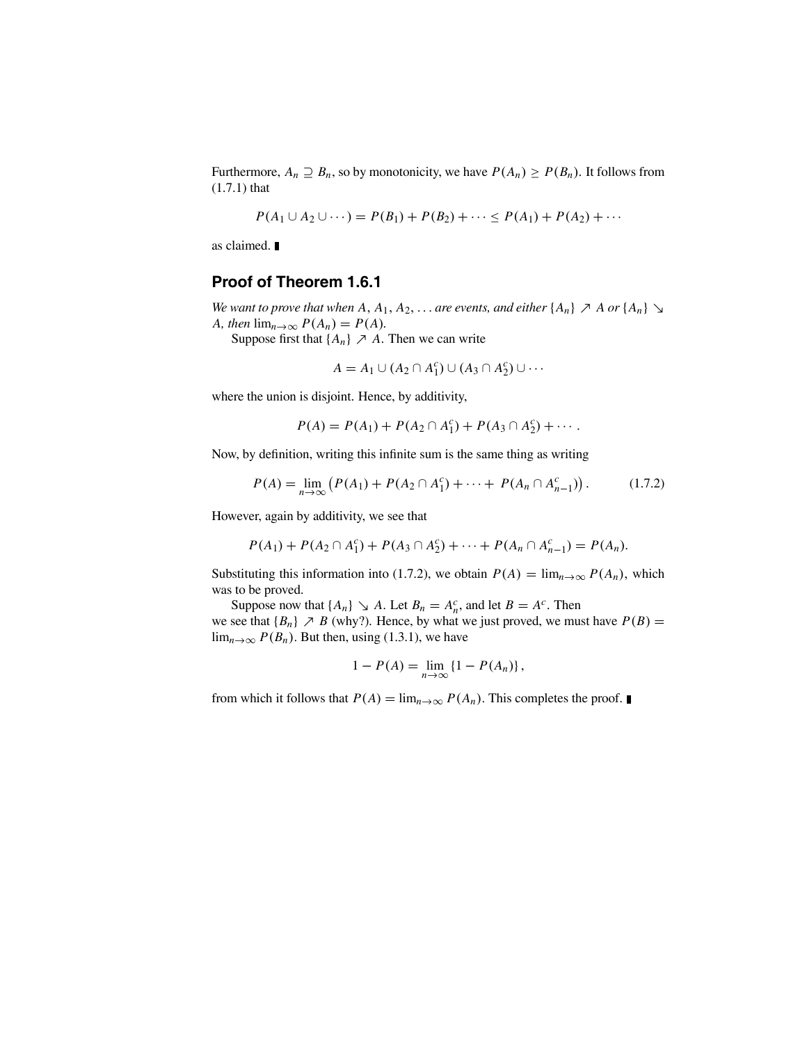Furthermore, $A_n \supseteq B_n$, so by monotonicity, we have $P(A_n) \geq P(B_n)$. It follows from (1.7.1) that

$$P(A_1 \cup A_2 \cup \cdots) = P(B_1) + P(B_2) + \cdots \leq P(A_1) + P(A_2) + \cdots$$

as claimed. ∎

## Proof of Theorem 1.6.1

*We want to prove that when $A, A_1, A_2, \ldots$ are events, and either $\{A_n\} \nearrow A$ or $\{A_n\} \searrow A$, then $\lim_{n\to\infty} P(A_n) = P(A)$.*

Suppose first that $\{A_n\} \nearrow A$. Then we can write

$$A = A_1 \cup (A_2 \cap A_1^c) \cup (A_3 \cap A_2^c) \cup \cdots$$

where the union is disjoint. Hence, by additivity,

$$P(A) = P(A_1) + P(A_2 \cap A_1^c) + P(A_3 \cap A_2^c) + \cdots .$$

Now, by definition, writing this infinite sum is the same thing as writing

$$P(A) = \lim_{n\to\infty} \left( P(A_1) + P(A_2 \cap A_1^c) + \cdots + P(A_n \cap A_{n-1}^c) \right). \tag{1.7.2}$$

However, again by additivity, we see that

$$P(A_1) + P(A_2 \cap A_1^c) + P(A_3 \cap A_2^c) + \cdots + P(A_n \cap A_{n-1}^c) = P(A_n).$$

Substituting this information into (1.7.2), we obtain $P(A) = \lim_{n\to\infty} P(A_n)$, which was to be proved.

Suppose now that $\{A_n\} \searrow A$. Let $B_n = A_n^c$, and let $B = A^c$. Then we see that $\{B_n\} \nearrow B$ (why?). Hence, by what we just proved, we must have $P(B) = \lim_{n\to\infty} P(B_n)$. But then, using (1.3.1), we have

$$1 - P(A) = \lim_{n\to\infty} \{1 - P(A_n)\},$$

from which it follows that $P(A) = \lim_{n\to\infty} P(A_n)$. This completes the proof. ∎